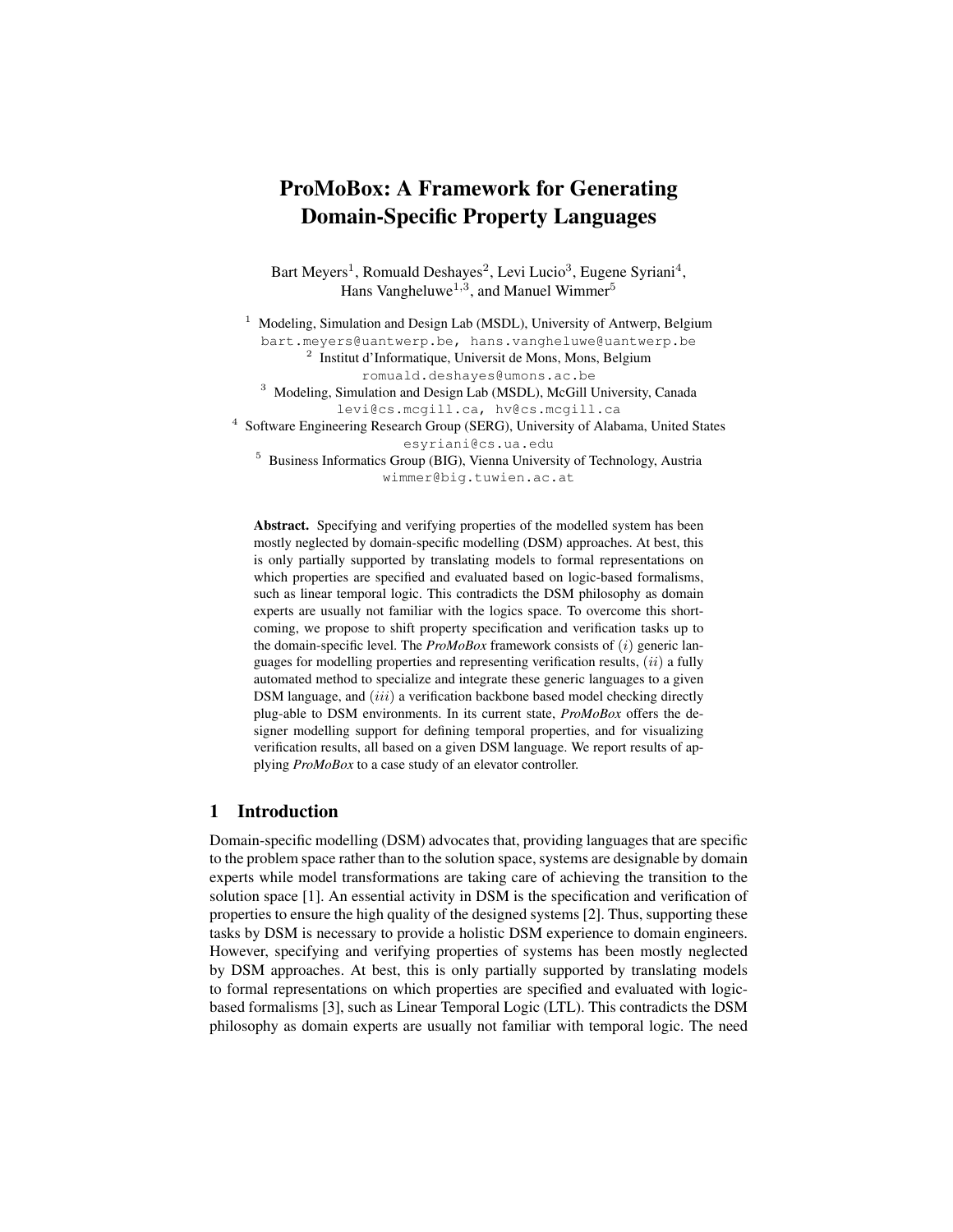# ProMoBox: A Framework for Generating Domain-Specific Property Languages

Bart Meyers[1], Romuald Deshayes[2], Levi Lucio[3], Eugene Syriani[4], Hans Vangheluwe[1,3], and Manuel Wimmer[5]

[1] Modeling, Simulation and Design Lab (MSDL), University of Antwerp, Belgium
bart.meyers@uantwerp.be, hans.vangheluwe@uantwerp.be

[2] Institut d'Informatique, Universit de Mons, Mons, Belgium
romuald.deshayes@umons.ac.be

[3] Modeling, Simulation and Design Lab (MSDL), McGill University, Canada
levi@cs.mcgill.ca, hv@cs.mcgill.ca

[4] Software Engineering Research Group (SERG), University of Alabama, United States
esyriani@cs.ua.edu

[5] Business Informatics Group (BIG), Vienna University of Technology, Austria
wimmer@big.tuwien.ac.at

**Abstract.** Specifying and verifying properties of the modelled system has been mostly neglected by domain-specific modelling (DSM) approaches. At best, this is only partially supported by translating models to formal representations on which properties are specified and evaluated based on logic-based formalisms, such as linear temporal logic. This contradicts the DSM philosophy as domain experts are usually not familiar with the logics space. To overcome this shortcoming, we propose to shift property specification and verification tasks up to the domain-specific level. The *ProMoBox* framework consists of $(i)$ generic languages for modelling properties and representing verification results, $(ii)$ a fully automated method to specialize and integrate these generic languages to a given DSM language, and $(iii)$ a verification backbone based model checking directly plug-able to DSM environments. In its current state, *ProMoBox* offers the designer modelling support for defining temporal properties, and for visualizing verification results, all based on a given DSM language. We report results of applying *ProMoBox* to a case study of an elevator controller.

## 1 Introduction

Domain-specific modelling (DSM) advocates that, providing languages that are specific to the problem space rather than to the solution space, systems are designable by domain experts while model transformations are taking care of achieving the transition to the solution space [1]. An essential activity in DSM is the specification and verification of properties to ensure the high quality of the designed systems [2]. Thus, supporting these tasks by DSM is necessary to provide a holistic DSM experience to domain engineers. However, specifying and verifying properties of systems has been mostly neglected by DSM approaches. At best, this is only partially supported by translating models to formal representations on which properties are specified and evaluated with logic-based formalisms [3], such as Linear Temporal Logic (LTL). This contradicts the DSM philosophy as domain experts are usually not familiar with temporal logic. The need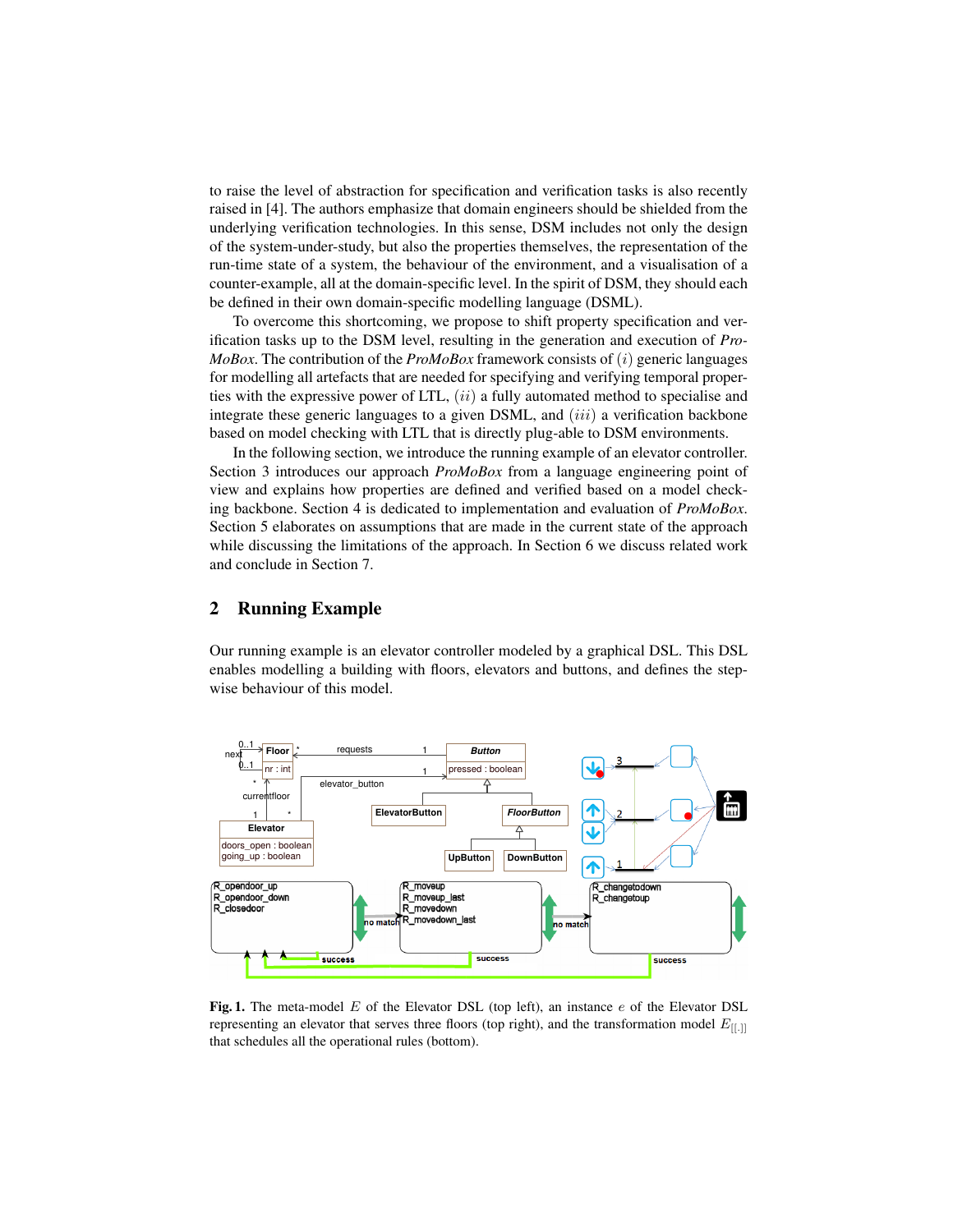to raise the level of abstraction for specification and verification tasks is also recently raised in [4]. The authors emphasize that domain engineers should be shielded from the underlying verification technologies. In this sense, DSM includes not only the design of the system-under-study, but also the properties themselves, the representation of the run-time state of a system, the behaviour of the environment, and a visualisation of a counter-example, all at the domain-specific level. In the spirit of DSM, they should each be defined in their own domain-specific modelling language (DSML).

To overcome this shortcoming, we propose to shift property specification and verification tasks up to the DSM level, resulting in the generation and execution of *ProMoBox*. The contribution of the *ProMoBox* framework consists of $(i)$ generic languages for modelling all artefacts that are needed for specifying and verifying temporal properties with the expressive power of LTL, $(ii)$ a fully automated method to specialise and integrate these generic languages to a given DSML, and $(iii)$ a verification backbone based on model checking with LTL that is directly plug-able to DSM environments.

In the following section, we introduce the running example of an elevator controller. Section 3 introduces our approach *ProMoBox* from a language engineering point of view and explains how properties are defined and verified based on a model checking backbone. Section 4 is dedicated to implementation and evaluation of *ProMoBox*. Section 5 elaborates on assumptions that are made in the current state of the approach while discussing the limitations of the approach. In Section 6 we discuss related work and conclude in Section 7.

## 2 Running Example

Our running example is an elevator controller modeled by a graphical DSL. This DSL enables modelling a building with floors, elevators and buttons, and defines the stepwise behaviour of this model.

**Fig. 1.** The meta-model $E$ of the Elevator DSL (top left), an instance $e$ of the Elevator DSL representing an elevator that serves three floors (top right), and the transformation model $E_{[[.]]}$ that schedules all the operational rules (bottom).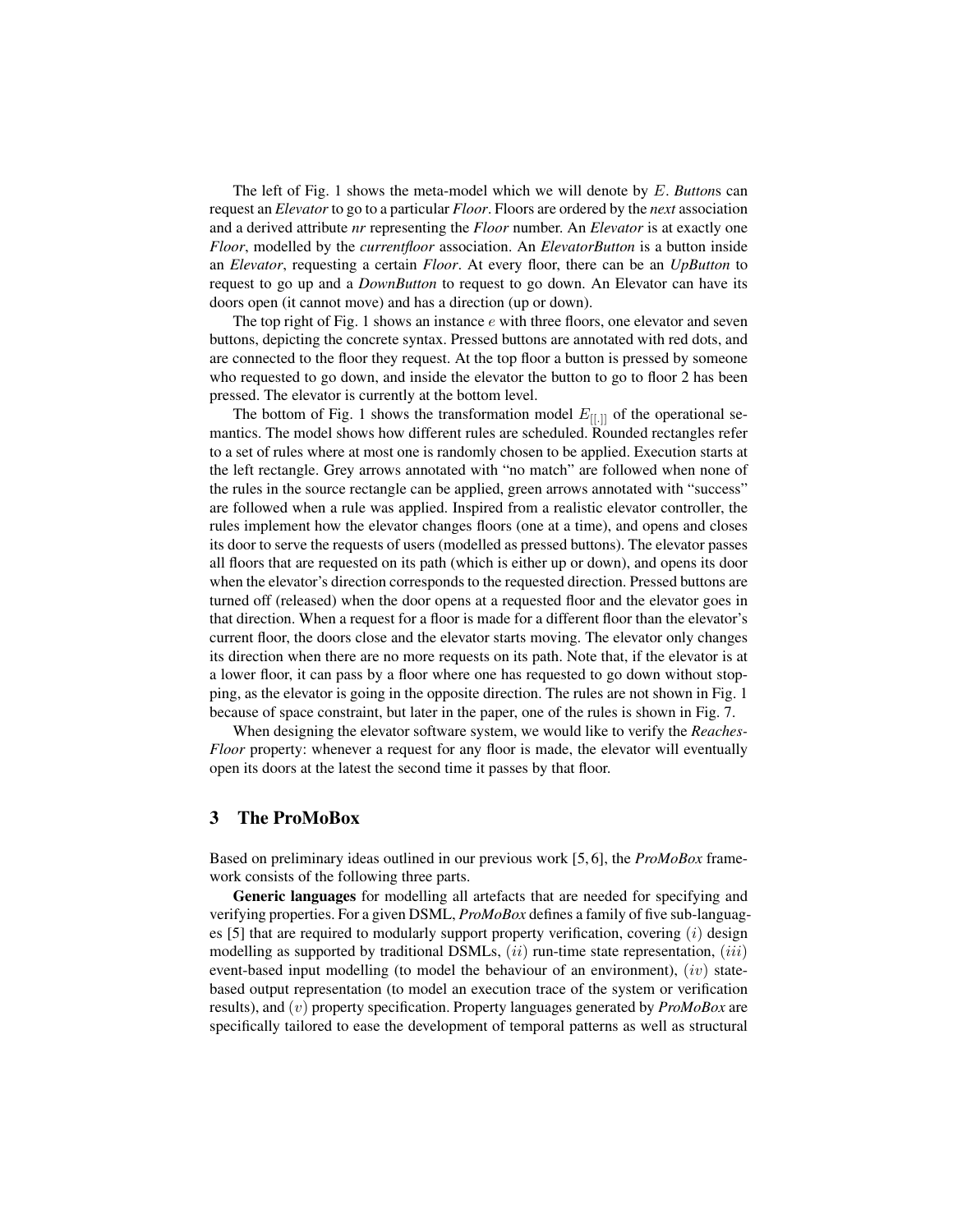The left of Fig. 1 shows the meta-model which we will denote by $E$. *Button*s can request an *Elevator* to go to a particular *Floor*. Floors are ordered by the *next* association and a derived attribute *nr* representing the *Floor* number. An *Elevator* is at exactly one *Floor*, modelled by the *currentfloor* association. An *ElevatorButton* is a button inside an *Elevator*, requesting a certain *Floor*. At every floor, there can be an *UpButton* to request to go up and a *DownButton* to request to go down. An Elevator can have its doors open (it cannot move) and has a direction (up or down).

The top right of Fig. 1 shows an instance $e$ with three floors, one elevator and seven buttons, depicting the concrete syntax. Pressed buttons are annotated with red dots, and are connected to the floor they request. At the top floor a button is pressed by someone who requested to go down, and inside the elevator the button to go to floor 2 has been pressed. The elevator is currently at the bottom level.

The bottom of Fig. 1 shows the transformation model $E_{[[.]]}$ of the operational semantics. The model shows how different rules are scheduled. Rounded rectangles refer to a set of rules where at most one is randomly chosen to be applied. Execution starts at the left rectangle. Grey arrows annotated with "no match" are followed when none of the rules in the source rectangle can be applied, green arrows annotated with "success" are followed when a rule was applied. Inspired from a realistic elevator controller, the rules implement how the elevator changes floors (one at a time), and opens and closes its door to serve the requests of users (modelled as pressed buttons). The elevator passes all floors that are requested on its path (which is either up or down), and opens its door when the elevator's direction corresponds to the requested direction. Pressed buttons are turned off (released) when the door opens at a requested floor and the elevator goes in that direction. When a request for a floor is made for a different floor than the elevator's current floor, the doors close and the elevator starts moving. The elevator only changes its direction when there are no more requests on its path. Note that, if the elevator is at a lower floor, it can pass by a floor where one has requested to go down without stopping, as the elevator is going in the opposite direction. The rules are not shown in Fig. 1 because of space constraint, but later in the paper, one of the rules is shown in Fig. 7.

When designing the elevator software system, we would like to verify the *ReachesFloor* property: whenever a request for any floor is made, the elevator will eventually open its doors at the latest the second time it passes by that floor.

## 3 The ProMoBox

Based on preliminary ideas outlined in our previous work [5, 6], the *ProMoBox* framework consists of the following three parts.

**Generic languages** for modelling all artefacts that are needed for specifying and verifying properties. For a given DSML, *ProMoBox* defines a family of five sub-languages [5] that are required to modularly support property verification, covering $(i)$ design modelling as supported by traditional DSMLs, $(ii)$ run-time state representation, $(iii)$ event-based input modelling (to model the behaviour of an environment), $(iv)$ state-based output representation (to model an execution trace of the system or verification results), and $(v)$ property specification. Property languages generated by *ProMoBox* are specifically tailored to ease the development of temporal patterns as well as structural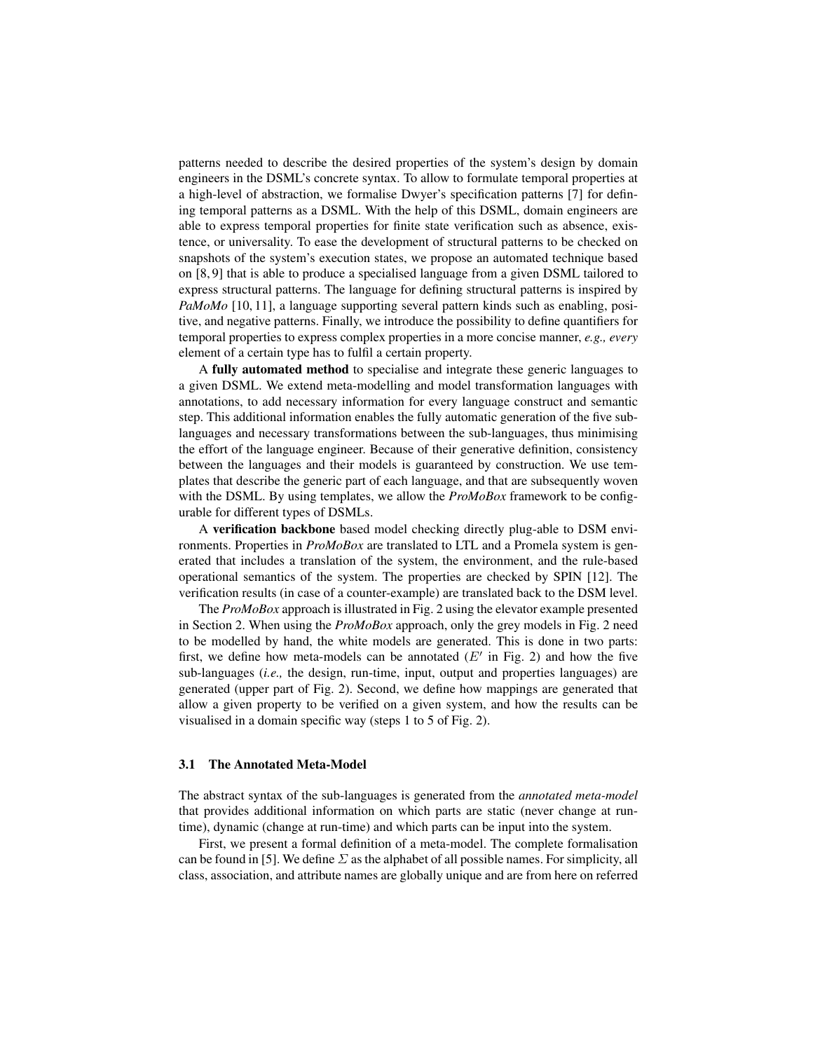patterns needed to describe the desired properties of the system's design by domain engineers in the DSML's concrete syntax. To allow to formulate temporal properties at a high-level of abstraction, we formalise Dwyer's specification patterns [7] for defining temporal patterns as a DSML. With the help of this DSML, domain engineers are able to express temporal properties for finite state verification such as absence, existence, or universality. To ease the development of structural patterns to be checked on snapshots of the system's execution states, we propose an automated technique based on [8, 9] that is able to produce a specialised language from a given DSML tailored to express structural patterns. The language for defining structural patterns is inspired by *PaMoMo* [10, 11], a language supporting several pattern kinds such as enabling, positive, and negative patterns. Finally, we introduce the possibility to define quantifiers for temporal properties to express complex properties in a more concise manner, *e.g., every* element of a certain type has to fulfil a certain property.

A **fully automated method** to specialise and integrate these generic languages to a given DSML. We extend meta-modelling and model transformation languages with annotations, to add necessary information for every language construct and semantic step. This additional information enables the fully automatic generation of the five sub-languages and necessary transformations between the sub-languages, thus minimising the effort of the language engineer. Because of their generative definition, consistency between the languages and their models is guaranteed by construction. We use templates that describe the generic part of each language, and that are subsequently woven with the DSML. By using templates, we allow the *ProMoBox* framework to be configurable for different types of DSMLs.

A **verification backbone** based model checking directly plug-able to DSM environments. Properties in *ProMoBox* are translated to LTL and a Promela system is generated that includes a translation of the system, the environment, and the rule-based operational semantics of the system. The properties are checked by SPIN [12]. The verification results (in case of a counter-example) are translated back to the DSM level.

The *ProMoBox* approach is illustrated in Fig. 2 using the elevator example presented in Section 2. When using the *ProMoBox* approach, only the grey models in Fig. 2 need to be modelled by hand, the white models are generated. This is done in two parts: first, we define how meta-models can be annotated ($E'$ in Fig. 2) and how the five sub-languages (*i.e.,* the design, run-time, input, output and properties languages) are generated (upper part of Fig. 2). Second, we define how mappings are generated that allow a given property to be verified on a given system, and how the results can be visualised in a domain specific way (steps 1 to 5 of Fig. 2).

### 3.1 The Annotated Meta-Model

The abstract syntax of the sub-languages is generated from the *annotated meta-model* that provides additional information on which parts are static (never change at run-time), dynamic (change at run-time) and which parts can be input into the system.

First, we present a formal definition of a meta-model. The complete formalisation can be found in [5]. We define $\Sigma$ as the alphabet of all possible names. For simplicity, all class, association, and attribute names are globally unique and are from here on referred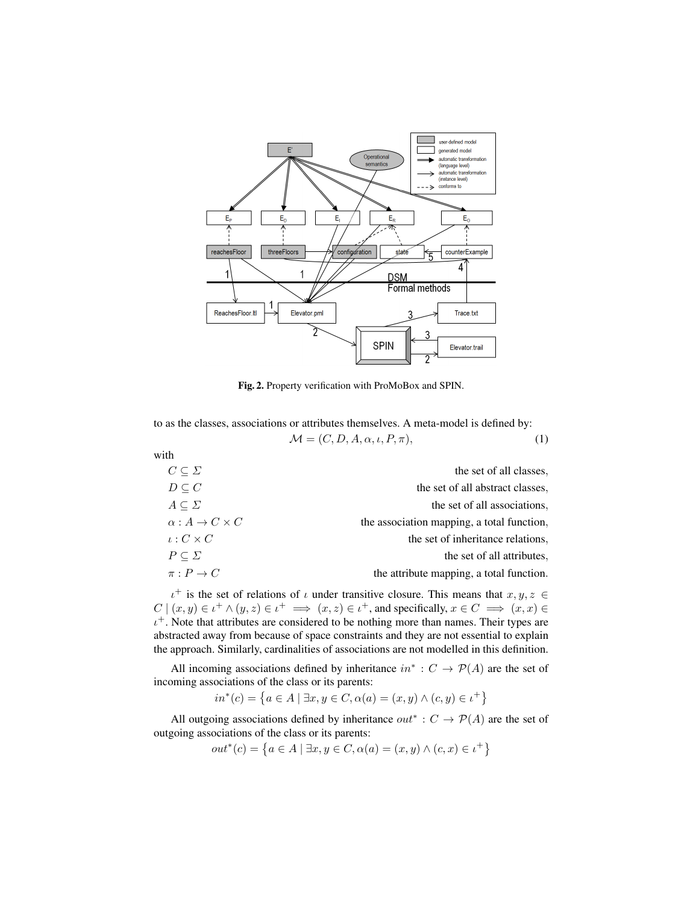**Fig. 2.** Property verification with ProMoBox and SPIN.

to as the classes, associations or attributes themselves. A meta-model is defined by:

$$\mathcal{M} = (C, D, A, \alpha, \iota, P, \pi), \tag{1}$$

with

| | |
|---|---|
| $C \subseteq \Sigma$ | the set of all classes, |
| $D \subseteq C$ | the set of all abstract classes, |
| $A \subseteq \Sigma$ | the set of all associations, |
| $\alpha : A \rightarrow C \times C$ | the association mapping, a total function, |
| $\iota : C \times C$ | the set of inheritance relations, |
| $P \subseteq \Sigma$ | the set of all attributes, |
| $\pi : P \rightarrow C$ | the attribute mapping, a total function. |

$\iota^+$ is the set of relations of $\iota$ under transitive closure. This means that $x, y, z \in C \mid (x, y) \in \iota^+ \wedge (y, z) \in \iota^+ \implies (x, z) \in \iota^+$, and specifically, $x \in C \implies (x, x) \in \iota^+$. Note that attributes are considered to be nothing more than names. Their types are abstracted away from because of space constraints and they are not essential to explain the approach. Similarly, cardinalities of associations are not modelled in this definition.

All incoming associations defined by inheritance $in^* : C \rightarrow \mathcal{P}(A)$ are the set of incoming associations of the class or its parents:

$$in^*(c) = \left\{ a \in A \mid \exists x, y \in C, \alpha(a) = (x, y) \wedge (c, y) \in \iota^+ \right\}$$

All outgoing associations defined by inheritance $out^* : C \rightarrow \mathcal{P}(A)$ are the set of outgoing associations of the class or its parents:

$$out^*(c) = \left\{ a \in A \mid \exists x, y \in C, \alpha(a) = (x, y) \wedge (c, x) \in \iota^+ \right\}$$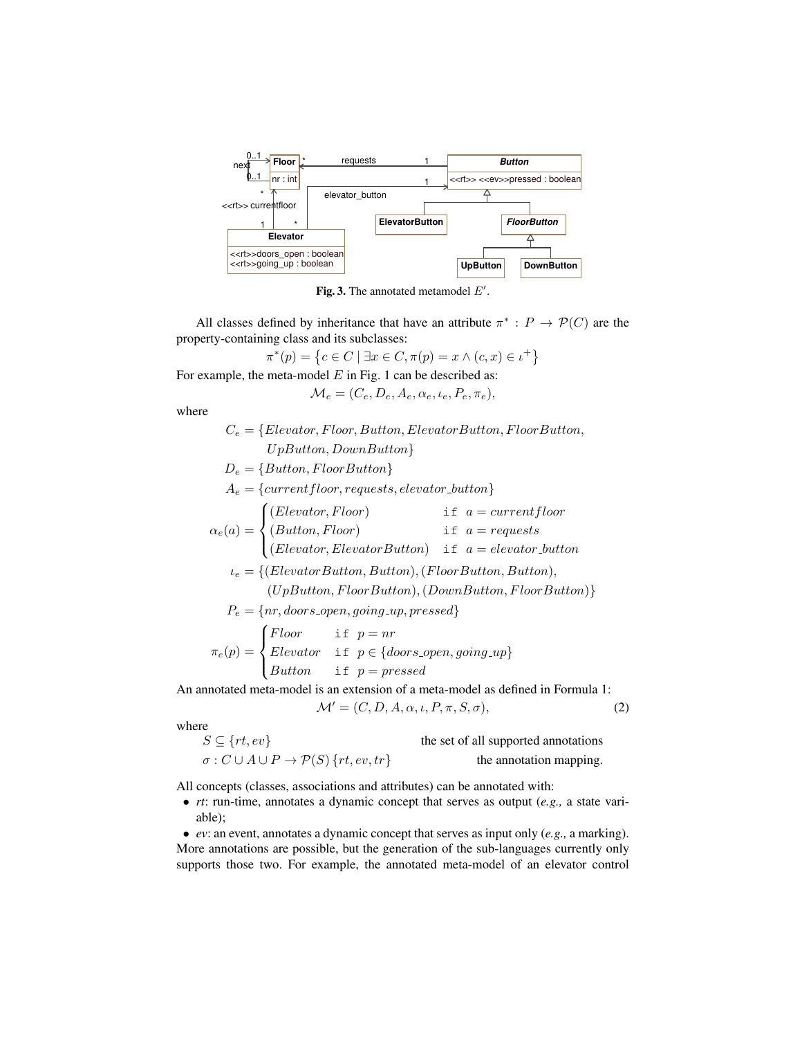**Fig. 3.** The annotated metamodel $E'$.

All classes defined by inheritance that have an attribute $\pi^* : P \rightarrow \mathcal{P}(C)$ are the property-containing class and its subclasses:

$$\pi^*(p) = \{c \in C \mid \exists x \in C, \pi(p) = x \wedge (c, x) \in \iota^+\}$$

For example, the meta-model $E$ in Fig. 1 can be described as:

$$\mathcal{M}_e = (C_e, D_e, A_e, \alpha_e, \iota_e, P_e, \pi_e),$$

where

$$C_e = \{Elevator, Floor, Button, ElevatorButton, FloorButton, UpButton, DownButton\}$$

$$D_e = \{Button, FloorButton\}$$

$$A_e = \{currentfloor, requests, elevator\_button\}$$

$$\alpha_e(a) = \begin{cases} (Elevator, Floor) & \texttt{if} \;\; a = currentfloor \\ (Button, Floor) & \texttt{if} \;\; a = requests \\ (Elevator, ElevatorButton) & \texttt{if} \;\; a = elevator\_button \end{cases}$$

$$\iota_e = \{(ElevatorButton, Button), (FloorButton, Button), (UpButton, FloorButton), (DownButton, FloorButton)\}$$

$$P_e = \{nr, doors\_open, going\_up, pressed\}$$

$$\pi_e(p) = \begin{cases} Floor & \texttt{if} \;\; p = nr \\ Elevator & \texttt{if} \;\; p \in \{doors\_open, going\_up\} \\ Button & \texttt{if} \;\; p = pressed \end{cases}$$

An annotated meta-model is an extension of a meta-model as defined in Formula 1:

$$\mathcal{M}' = (C, D, A, \alpha, \iota, P, \pi, S, \sigma), \tag{2}$$

where

$S \subseteq \{rt, ev\}$ the set of all supported annotations

$\sigma : C \cup A \cup P \rightarrow \mathcal{P}(S) \; \{rt, ev, tr\}$ the annotation mapping.

All concepts (classes, associations and attributes) can be annotated with:

- *rt*: run-time, annotates a dynamic concept that serves as output (*e.g.,* a state variable);
- *ev*: an event, annotates a dynamic concept that serves as input only (*e.g.,* a marking).

More annotations are possible, but the generation of the sub-languages currently only supports those two. For example, the annotated meta-model of an elevator control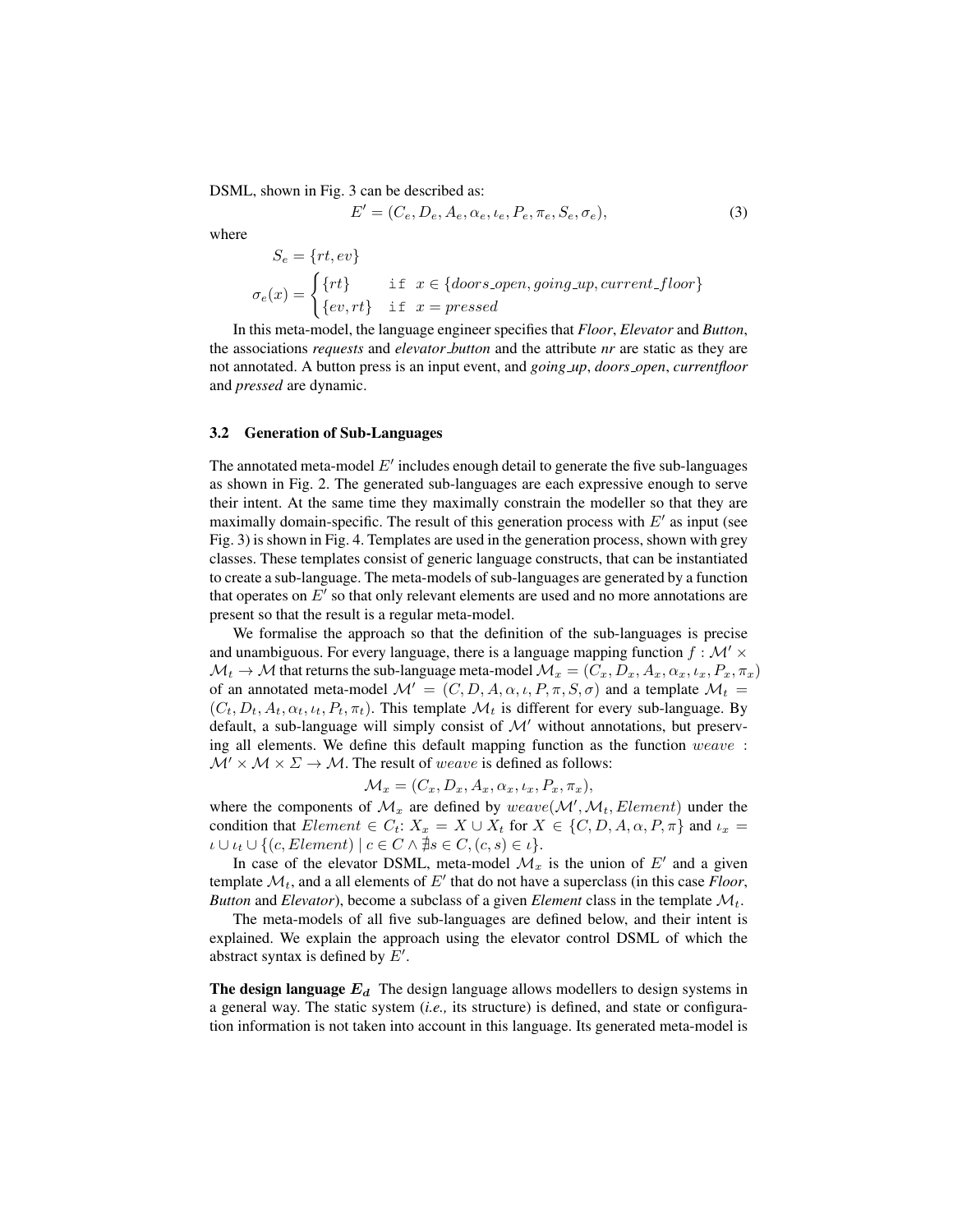DSML, shown in Fig. 3 can be described as:

$$E' = (C_e, D_e, A_e, \alpha_e, \iota_e, P_e, \pi_e, S_e, \sigma_e), \tag{3}$$

where

$$S_e = \{rt, ev\}$$

$$\sigma_e(x) = \begin{cases} \{rt\} & \texttt{if } x \in \{doors\_open, going\_up, current\_floor\} \\ \{ev, rt\} & \texttt{if } x = pressed \end{cases}$$

In this meta-model, the language engineer specifies that ***Floor***, ***Elevator*** and ***Button***, the associations ***requests*** and ***elevator_button*** and the attribute ***nr*** are static as they are not annotated. A button press is an input event, and ***going_up***, ***doors_open***, ***currentfloor*** and ***pressed*** are dynamic.

### 3.2 Generation of Sub-Languages

The annotated meta-model $E'$ includes enough detail to generate the five sub-languages as shown in Fig. 2. The generated sub-languages are each expressive enough to serve their intent. At the same time they maximally constrain the modeller so that they are maximally domain-specific. The result of this generation process with $E'$ as input (see Fig. 3) is shown in Fig. 4. Templates are used in the generation process, shown with grey classes. These templates consist of generic language constructs, that can be instantiated to create a sub-language. The meta-models of sub-languages are generated by a function that operates on $E'$ so that only relevant elements are used and no more annotations are present so that the result is a regular meta-model.

We formalise the approach so that the definition of the sub-languages is precise and unambiguous. For every language, there is a language mapping function $f : \mathcal{M}' \times \mathcal{M}_t \rightarrow \mathcal{M}$ that returns the sub-language meta-model $\mathcal{M}_x = (C_x, D_x, A_x, \alpha_x, \iota_x, P_x, \pi_x)$ of an annotated meta-model $\mathcal{M}' = (C, D, A, \alpha, \iota, P, \pi, S, \sigma)$ and a template $\mathcal{M}_t = (C_t, D_t, A_t, \alpha_t, \iota_t, P_t, \pi_t)$. This template $\mathcal{M}_t$ is different for every sub-language. By default, a sub-language will simply consist of $\mathcal{M}'$ without annotations, but preserving all elements. We define this default mapping function as the function $weave : \mathcal{M}' \times \mathcal{M} \times \Sigma \rightarrow \mathcal{M}$. The result of $weave$ is defined as follows:

$$\mathcal{M}_x = (C_x, D_x, A_x, \alpha_x, \iota_x, P_x, \pi_x),$$

where the components of $\mathcal{M}_x$ are defined by $weave(\mathcal{M}', \mathcal{M}_t, Element)$ under the condition that $Element \in C_t$: $X_x = X \cup X_t$ for $X \in \{C, D, A, \alpha, P, \pi\}$ and $\iota_x = \iota \cup \iota_t \cup \{(c, Element) \mid c \in C \wedge \nexists s \in C, (c, s) \in \iota\}$.

In case of the elevator DSML, meta-model $\mathcal{M}_x$ is the union of $E'$ and a given template $\mathcal{M}_t$, and a all elements of $E'$ that do not have a superclass (in this case ***Floor***, ***Button*** and ***Elevator***), become a subclass of a given ***Element*** class in the template $\mathcal{M}_t$.

The meta-models of all five sub-languages are defined below, and their intent is explained. We explain the approach using the elevator control DSML of which the abstract syntax is defined by $E'$.

**The design language $E_d$** The design language allows modellers to design systems in a general way. The static system (*i.e.,* its structure) is defined, and state or configuration information is not taken into account in this language. Its generated meta-model is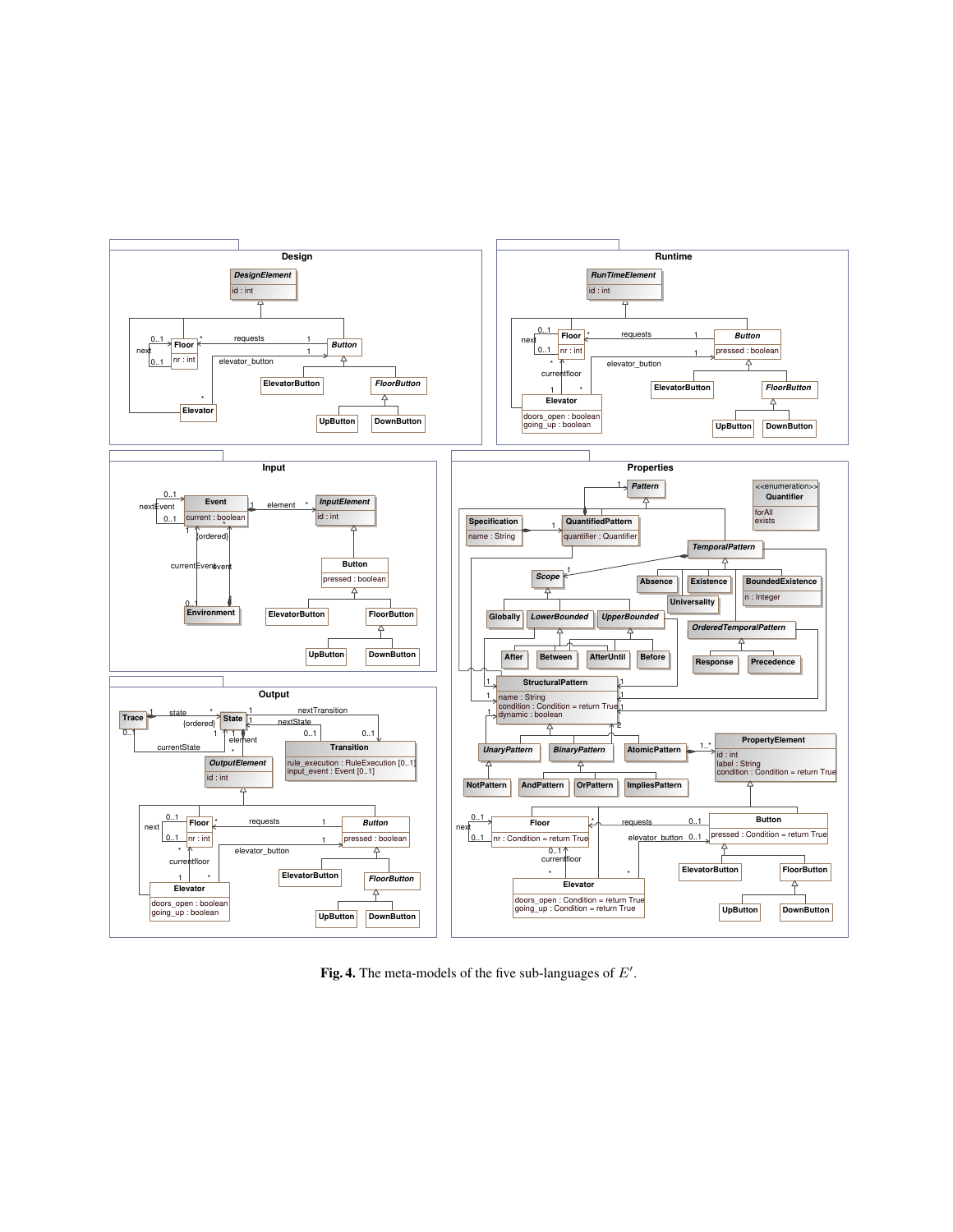**Fig. 4.** The meta-models of the five sub-languages of $E'$.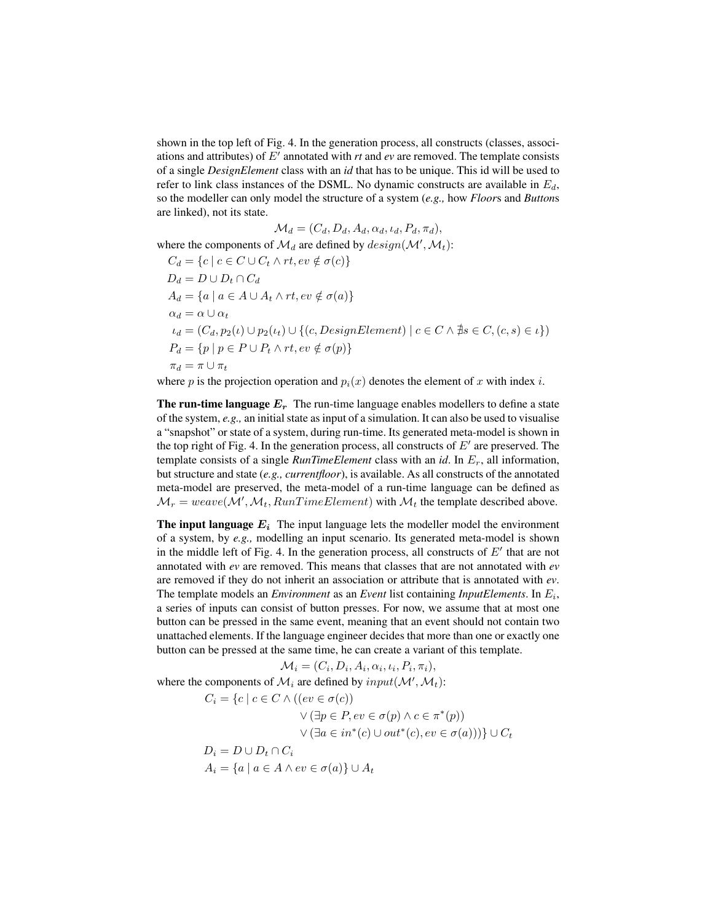shown in the top left of Fig. 4. In the generation process, all constructs (classes, associations and attributes) of $E'$ annotated with *rt* and *ev* are removed. The template consists of a single ***DesignElement*** class with an *id* that has to be unique. This id will be used to refer to link class instances of the DSML. No dynamic constructs are available in $E_d$, so the modeller can only model the structure of a system (***e.g.,*** how ***Floor***s and ***Button***s are linked), not its state.

$$\mathcal{M}_d = (C_d, D_d, A_d, \alpha_d, \iota_d, P_d, \pi_d),$$

where the components of $\mathcal{M}_d$ are defined by $design(\mathcal{M}', \mathcal{M}_t)$:

$$C_d = \{c \mid c \in C \cup C_t \wedge rt, ev \notin \sigma(c)\}$$

$$D_d = D \cup D_t \cap C_d$$

$$A_d = \{a \mid a \in A \cup A_t \wedge rt, ev \notin \sigma(a)\}$$

$$\alpha_d = \alpha \cup \alpha_t$$

$$\iota_d = (C_d, p_2(\iota) \cup p_2(\iota_t) \cup \{(c, DesignElement) \mid c \in C \wedge \nexists s \in C, (c, s) \in \iota\})$$

$$P_d = \{p \mid p \in P \cup P_t \wedge rt, ev \notin \sigma(p)\}$$

$$\pi_d = \pi \cup \pi_t$$

where $p$ is the projection operation and $p_i(x)$ denotes the element of $x$ with index $i$.

**The run-time language $E_r$** The run-time language enables modellers to define a state of the system, ***e.g.,*** an initial state as input of a simulation. It can also be used to visualise a "snapshot" or state of a system, during run-time. Its generated meta-model is shown in the top right of Fig. 4. In the generation process, all constructs of $E'$ are preserved. The template consists of a single ***RunTimeElement*** class with an *id*. In $E_r$, all information, but structure and state (***e.g., currentfloor***), is available. As all constructs of the annotated meta-model are preserved, the meta-model of a run-time language can be defined as $\mathcal{M}_r = weave(\mathcal{M}', \mathcal{M}_t, RunTimeElement)$ with $\mathcal{M}_t$ the template described above.

**The input language $E_i$** The input language lets the modeller model the environment of a system, by ***e.g.,*** modelling an input scenario. Its generated meta-model is shown in the middle left of Fig. 4. In the generation process, all constructs of $E'$ that are not annotated with *ev* are removed. This means that classes that are not annotated with *ev* are removed if they do not inherit an association or attribute that is annotated with *ev*. The template models an ***Environment*** as an ***Event*** list containing ***InputElements***. In $E_i$, a series of inputs can consist of button presses. For now, we assume that at most one button can be pressed in the same event, meaning that an event should not contain two unattached elements. If the language engineer decides that more than one or exactly one button can be pressed at the same time, he can create a variant of this template.

$$\mathcal{M}_i = (C_i, D_i, A_i, \alpha_i, \iota_i, P_i, \pi_i),$$

where the components of $\mathcal{M}_i$ are defined by $input(\mathcal{M}', \mathcal{M}_t)$:

$$\begin{aligned} C_i = \{c \mid c \in C \wedge ((ev \in \sigma(c)) \\ \vee (\exists p \in P, ev \in \sigma(p) \wedge c \in \pi^*(p)) \\ \vee (\exists a \in in^*(c) \cup out^*(c), ev \in \sigma(a)))\} \cup C_t \end{aligned}$$

$$D_i = D \cup D_t \cap C_i$$

$$A_i = \{a \mid a \in A \wedge ev \in \sigma(a)\} \cup A_t$$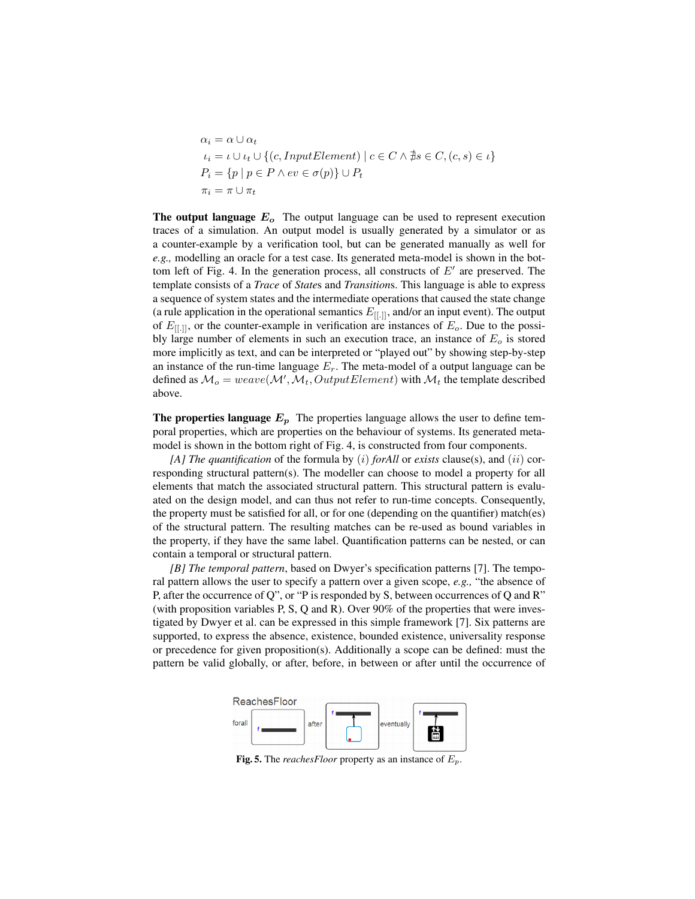$$
\begin{aligned}
\alpha_i &= \alpha \cup \alpha_t \\
\iota_i &= \iota \cup \iota_t \cup \{(c, InputElement) \mid c \in C \wedge \nexists s \in C, (c, s) \in \iota\} \\
P_i &= \{p \mid p \in P \wedge ev \in \sigma(p)\} \cup P_t \\
\pi_i &= \pi \cup \pi_t
\end{aligned}
$$

**The output language $E_o$** The output language can be used to represent execution traces of a simulation. An output model is usually generated by a simulator or as a counter-example by a verification tool, but can be generated manually as well for *e.g.,* modelling an oracle for a test case. Its generated meta-model is shown in the bottom left of Fig. 4. In the generation process, all constructs of $E'$ are preserved. The template consists of a *Trace* of *State*s and *Transition*s. This language is able to express a sequence of system states and the intermediate operations that caused the state change (a rule application in the operational semantics $E_{[[.]]}$, and/or an input event). The output of $E_{[[.]]}$, or the counter-example in verification are instances of $E_o$. Due to the possibly large number of elements in such an execution trace, an instance of $E_o$ is stored more implicitly as text, and can be interpreted or "played out" by showing step-by-step an instance of the run-time language $E_r$. The meta-model of a output language can be defined as $\mathcal{M}_o = weave(\mathcal{M}', \mathcal{M}_t, OutputElement)$ with $\mathcal{M}_t$ the template described above.

**The properties language $E_p$** The properties language allows the user to define temporal properties, which are properties on the behaviour of systems. Its generated meta-model is shown in the bottom right of Fig. 4, is constructed from four components.

*[A] The quantification* of the formula by $(i)$ *forAll* or *exists* clause(s), and $(ii)$ corresponding structural pattern(s). The modeller can choose to model a property for all elements that match the associated structural pattern. This structural pattern is evaluated on the design model, and can thus not refer to run-time concepts. Consequently, the property must be satisfied for all, or for one (depending on the quantifier) match(es) of the structural pattern. The resulting matches can be re-used as bound variables in the property, if they have the same label. Quantification patterns can be nested, or can contain a temporal or structural pattern.

*[B] The temporal pattern*, based on Dwyer's specification patterns [7]. The temporal pattern allows the user to specify a pattern over a given scope, *e.g.,* "the absence of P, after the occurrence of Q", or "P is responded by S, between occurrences of Q and R" (with proposition variables P, S, Q and R). Over 90% of the properties that were investigated by Dwyer et al. can be expressed in this simple framework [7]. Six patterns are supported, to express the absence, existence, bounded existence, universality response or precedence for given proposition(s). Additionally a scope can be defined: must the pattern be valid globally, or after, before, in between or after until the occurrence of

**Fig. 5.** The *reachesFloor* property as an instance of $E_p$.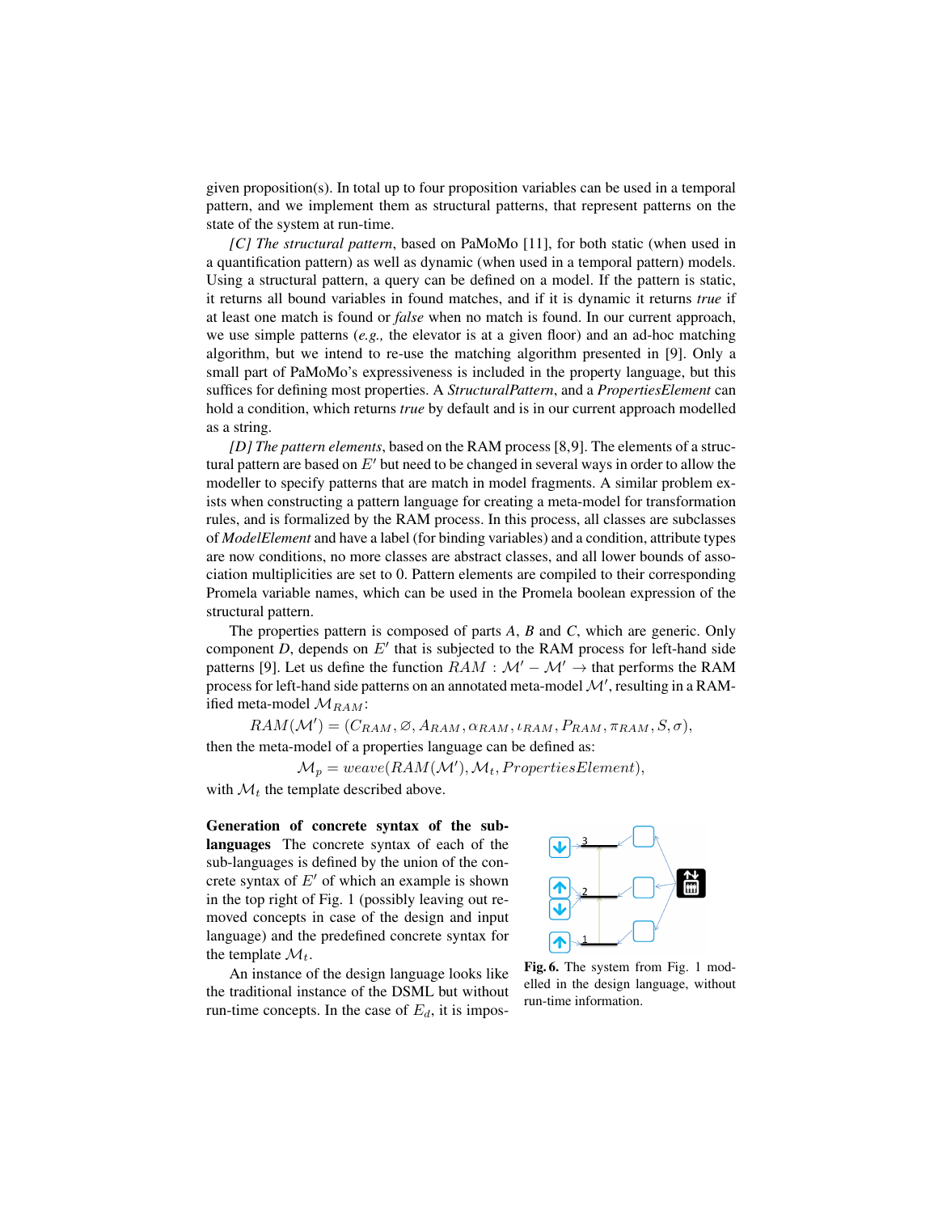given proposition(s). In total up to four proposition variables can be used in a temporal pattern, and we implement them as structural patterns, that represent patterns on the state of the system at run-time.

*[C] The structural pattern*, based on PaMoMo [11], for both static (when used in a quantification pattern) as well as dynamic (when used in a temporal pattern) models. Using a structural pattern, a query can be defined on a model. If the pattern is static, it returns all bound variables in found matches, and if it is dynamic it returns *true* if at least one match is found or *false* when no match is found. In our current approach, we use simple patterns (*e.g.,* the elevator is at a given floor) and an ad-hoc matching algorithm, but we intend to re-use the matching algorithm presented in [9]. Only a small part of PaMoMo's expressiveness is included in the property language, but this suffices for defining most properties. A *StructuralPattern*, and a *PropertiesElement* can hold a condition, which returns *true* by default and is in our current approach modelled as a string.

*[D] The pattern elements*, based on the RAM process [8,9]. The elements of a structural pattern are based on $E'$ but need to be changed in several ways in order to allow the modeller to specify patterns that are match in model fragments. A similar problem exists when constructing a pattern language for creating a meta-model for transformation rules, and is formalized by the RAM process. In this process, all classes are subclasses of *ModelElement* and have a label (for binding variables) and a condition, attribute types are now conditions, no more classes are abstract classes, and all lower bounds of association multiplicities are set to 0. Pattern elements are compiled to their corresponding Promela variable names, which can be used in the Promela boolean expression of the structural pattern.

The properties pattern is composed of parts *A*, *B* and *C*, which are generic. Only component *D*, depends on $E'$ that is subjected to the RAM process for left-hand side patterns [9]. Let us define the function $RAM : \mathcal{M}' - \mathcal{M}' \rightarrow$ that performs the RAM process for left-hand side patterns on an annotated meta-model $\mathcal{M}'$, resulting in a RAM-ified meta-model $\mathcal{M}_{RAM}$:

$$RAM(\mathcal{M}') = (C_{RAM}, \varnothing, A_{RAM}, \alpha_{RAM}, \iota_{RAM}, P_{RAM}, \pi_{RAM}, S, \sigma),$$

then the meta-model of a properties language can be defined as:

$$\mathcal{M}_p = weave(RAM(\mathcal{M}'), \mathcal{M}_t, PropertiesElement),$$

with $\mathcal{M}_t$ the template described above.

**Generation of concrete syntax of the sub-languages** The concrete syntax of the sub-languages is defined by the union of the concrete syntax of $E'$ of which an example is shown in the top right of Fig. 1 (possibly leaving out removed concepts in case of the design and input language) and the predefined concrete syntax for the template $\mathcal{M}_t$.

An instance of the design language looks like the traditional instance of the DSML but without run-time concepts. In the case of $E_d$, it is impos-

**Fig. 6.** The system from Fig. 1 modelled in the design language, without run-time information.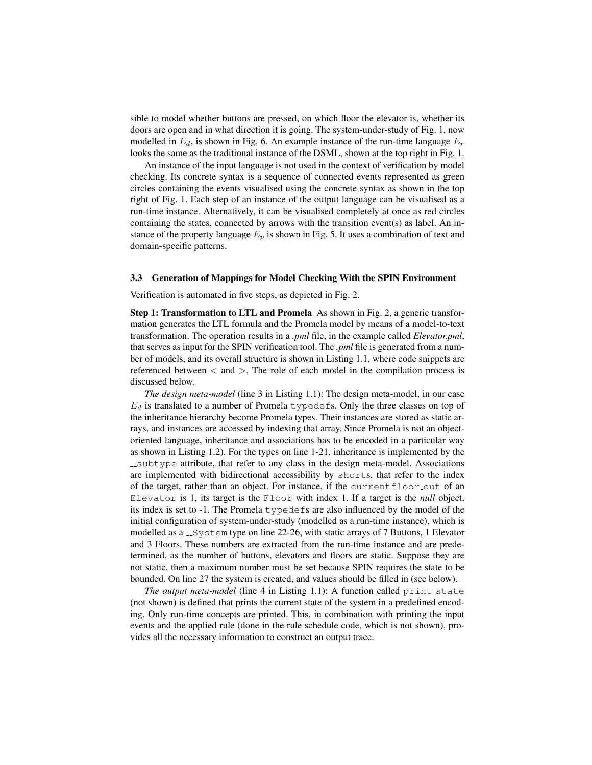sible to model whether buttons are pressed, on which floor the elevator is, whether its doors are open and in what direction it is going. The system-under-study of Fig. 1, now modelled in $E_d$, is shown in Fig. 6. An example instance of the run-time language $E_r$ looks the same as the traditional instance of the DSML, shown at the top right in Fig. 1.

An instance of the input language is not used in the context of verification by model checking. Its concrete syntax is a sequence of connected events represented as green circles containing the events visualised using the concrete syntax as shown in the top right of Fig. 1. Each step of an instance of the output language can be visualised as a run-time instance. Alternatively, it can be visualised completely at once as red circles containing the states, connected by arrows with the transition event(s) as label. An instance of the property language $E_p$ is shown in Fig. 5. It uses a combination of text and domain-specific patterns.

### 3.3 Generation of Mappings for Model Checking With the SPIN Environment

Verification is automated in five steps, as depicted in Fig. 2.

**Step 1: Transformation to LTL and Promela** As shown in Fig. 2, a generic transformation generates the LTL formula and the Promela model by means of a model-to-text transformation. The operation results in a *.pml* file, in the example called *Elevator.pml*, that serves as input for the SPIN verification tool. The *.pml* file is generated from a number of models, and its overall structure is shown in Listing 1.1, where code snippets are referenced between $<$ and $>$. The role of each model in the compilation process is discussed below.

*The design meta-model* (line 3 in Listing 1.1): The design meta-model, in our case $E_d$ is translated to a number of Promela `typedef`s. Only the three classes on top of the inheritance hierarchy become Promela types. Their instances are stored as static arrays, and instances are accessed by indexing that array. Since Promela is not an object-oriented language, inheritance and associations has to be encoded in a particular way as shown in Listing 1.2). For the types on line 1-21, inheritance is implemented by the `__subtype` attribute, that refer to any class in the design meta-model. Associations are implemented with bidirectional accessibility by `short`s, that refer to the index of the target, rather than an object. For instance, if the `currentfloor_out` of an `Elevator` is 1, its target is the `Floor` with index 1. If a target is the *null* object, its index is set to -1. The Promela `typedef`s are also influenced by the model of the initial configuration of system-under-study (modelled as a run-time instance), which is modelled as a `__System` type on line 22-26, with static arrays of 7 Buttons, 1 Elevator and 3 Floors. These numbers are extracted from the run-time instance and are predetermined, as the number of buttons, elevators and floors are static. Suppose they are not static, then a maximum number must be set because SPIN requires the state to be bounded. On line 27 the system is created, and values should be filled in (see below).

*The output meta-model* (line 4 in Listing 1.1): A function called `print_state` (not shown) is defined that prints the current state of the system in a predefined encoding. Only run-time concepts are printed. This, in combination with printing the input events and the applied rule (done in the rule schedule code, which is not shown), provides all the necessary information to construct an output trace.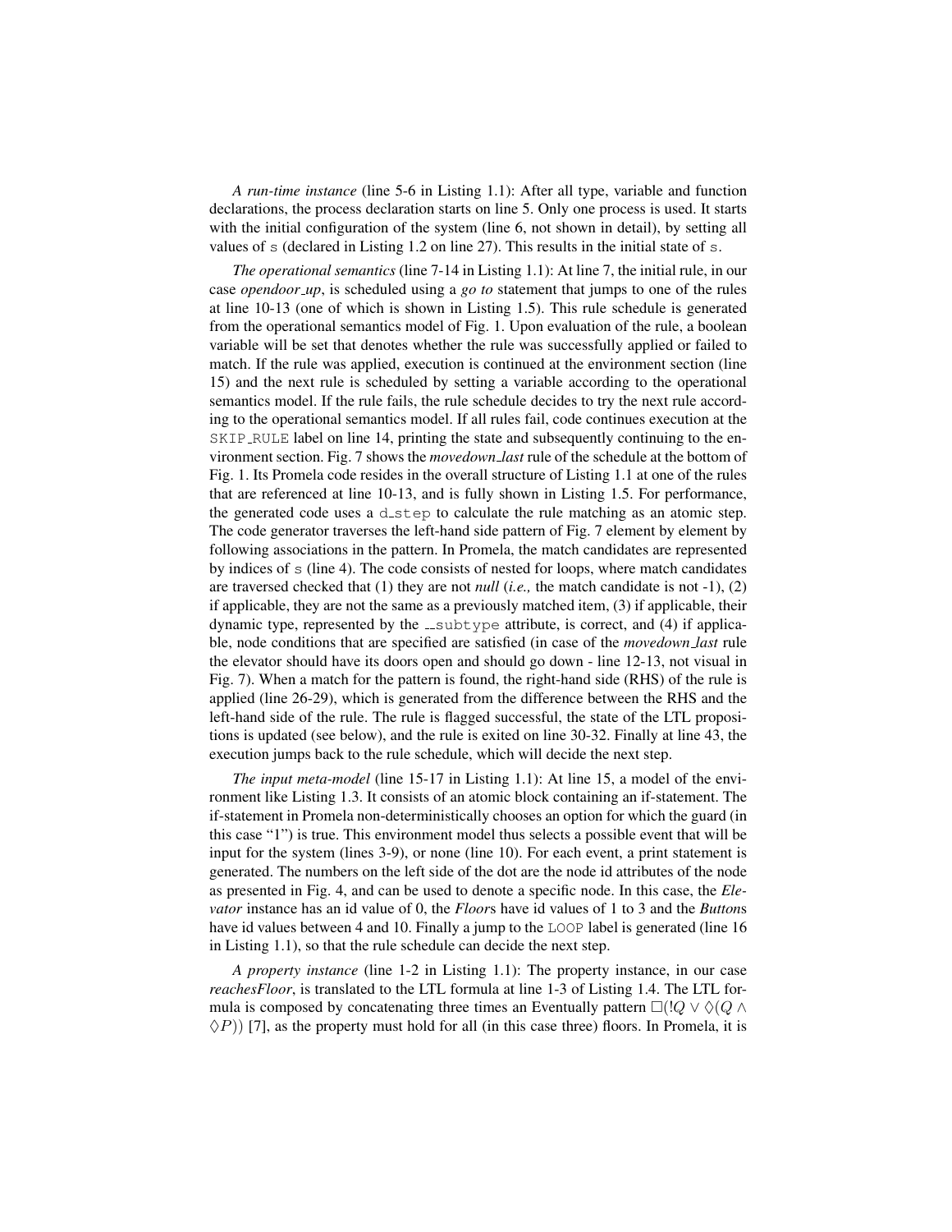*A run-time instance* (line 5-6 in Listing 1.1): After all type, variable and function declarations, the process declaration starts on line 5. Only one process is used. It starts with the initial configuration of the system (line 6, not shown in detail), by setting all values of `s` (declared in Listing 1.2 on line 27). This results in the initial state of `s`.

*The operational semantics* (line 7-14 in Listing 1.1): At line 7, the initial rule, in our case *opendoor_up*, is scheduled using a *go to* statement that jumps to one of the rules at line 10-13 (one of which is shown in Listing 1.5). This rule schedule is generated from the operational semantics model of Fig. 1. Upon evaluation of the rule, a boolean variable will be set that denotes whether the rule was successfully applied or failed to match. If the rule was applied, execution is continued at the environment section (line 15) and the next rule is scheduled by setting a variable according to the operational semantics model. If the rule fails, the rule schedule decides to try the next rule according to the operational semantics model. If all rules fail, code continues execution at the `SKIP_RULE` label on line 14, printing the state and subsequently continuing to the environment section. Fig. 7 shows the *movedown_last* rule of the schedule at the bottom of Fig. 1. Its Promela code resides in the overall structure of Listing 1.1 at one of the rules that are referenced at line 10-13, and is fully shown in Listing 1.5. For performance, the generated code uses a `d_step` to calculate the rule matching as an atomic step. The code generator traverses the left-hand side pattern of Fig. 7 element by element by following associations in the pattern. In Promela, the match candidates are represented by indices of `s` (line 4). The code consists of nested for loops, where match candidates are traversed checked that (1) they are not *null* (*i.e.,* the match candidate is not -1), (2) if applicable, they are not the same as a previously matched item, (3) if applicable, their dynamic type, represented by the `__subtype` attribute, is correct, and (4) if applicable, node conditions that are specified are satisfied (in case of the *movedown_last* rule the elevator should have its doors open and should go down - line 12-13, not visual in Fig. 7). When a match for the pattern is found, the right-hand side (RHS) of the rule is applied (line 26-29), which is generated from the difference between the RHS and the left-hand side of the rule. The rule is flagged successful, the state of the LTL propositions is updated (see below), and the rule is exited on line 30-32. Finally at line 43, the execution jumps back to the rule schedule, which will decide the next step.

*The input meta-model* (line 15-17 in Listing 1.1): At line 15, a model of the environment like Listing 1.3. It consists of an atomic block containing an if-statement. The if-statement in Promela non-deterministically chooses an option for which the guard (in this case "1") is true. This environment model thus selects a possible event that will be input for the system (lines 3-9), or none (line 10). For each event, a print statement is generated. The numbers on the left side of the dot are the node id attributes of the node as presented in Fig. 4, and can be used to denote a specific node. In this case, the *Elevator* instance has an id value of 0, the *Floor*s have id values of 1 to 3 and the *Button*s have id values between 4 and 10. Finally a jump to the `LOOP` label is generated (line 16 in Listing 1.1), so that the rule schedule can decide the next step.

*A property instance* (line 1-2 in Listing 1.1): The property instance, in our case *reachesFloor*, is translated to the LTL formula at line 1-3 of Listing 1.4. The LTL formula is composed by concatenating three times an Eventually pattern $\Box(!Q \vee \Diamond(Q \wedge \Diamond P))$ [7], as the property must hold for all (in this case three) floors. In Promela, it is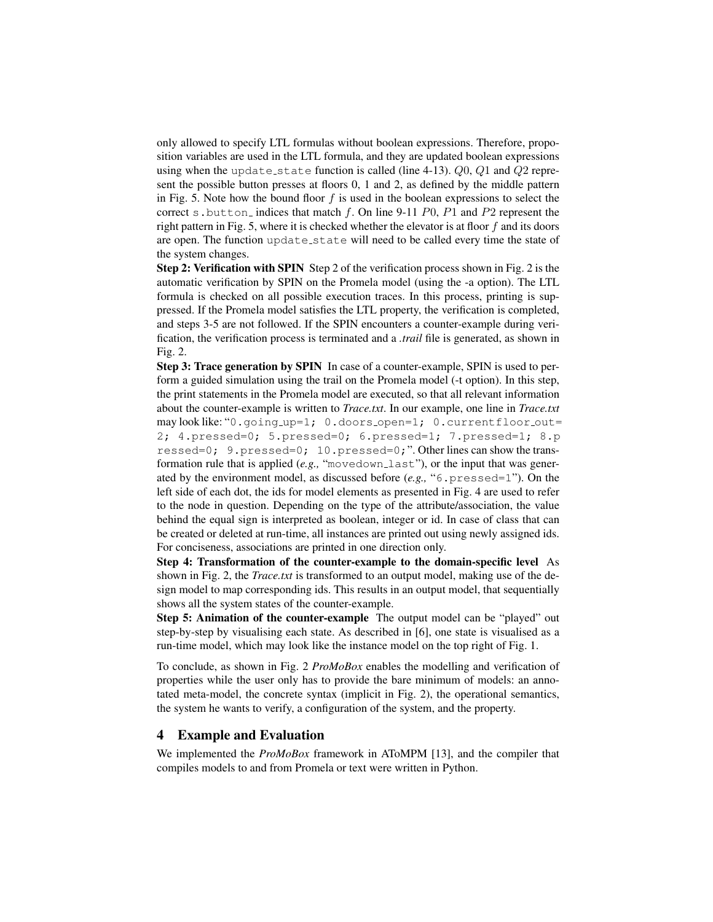only allowed to specify LTL formulas without boolean expressions. Therefore, proposition variables are used in the LTL formula, and they are updated boolean expressions using when the `update_state` function is called (line 4-13). $Q0$, $Q1$ and $Q2$ represent the possible button presses at floors 0, 1 and 2, as defined by the middle pattern in Fig. 5. Note how the bound floor $f$ is used in the boolean expressions to select the correct `s.button_` indices that match $f$. On line 9-11 $P0$, $P1$ and $P2$ represent the right pattern in Fig. 5, where it is checked whether the elevator is at floor $f$ and its doors are open. The function `update_state` will need to be called every time the state of the system changes.

**Step 2: Verification with SPIN** Step 2 of the verification process shown in Fig. 2 is the automatic verification by SPIN on the Promela model (using the -a option). The LTL formula is checked on all possible execution traces. In this process, printing is suppressed. If the Promela model satisfies the LTL property, the verification is completed, and steps 3-5 are not followed. If the SPIN encounters a counter-example during verification, the verification process is terminated and a *.trail* file is generated, as shown in Fig. 2.

**Step 3: Trace generation by SPIN** In case of a counter-example, SPIN is used to perform a guided simulation using the trail on the Promela model (-t option). In this step, the print statements in the Promela model are executed, so that all relevant information about the counter-example is written to *Trace.txt*. In our example, one line in *Trace.txt* may look like: "`0.going_up=1; 0.doors_open=1; 0.currentfloor_out=2; 4.pressed=0; 5.pressed=0; 6.pressed=1; 7.pressed=1; 8.pressed=0; 9.pressed=0; 10.pressed=0;`". Other lines can show the transformation rule that is applied (*e.g.,* "`movedown_last`"), or the input that was generated by the environment model, as discussed before (*e.g.,* "`6.pressed=1`"). On the left side of each dot, the ids for model elements as presented in Fig. 4 are used to refer to the node in question. Depending on the type of the attribute/association, the value behind the equal sign is interpreted as boolean, integer or id. In case of class that can be created or deleted at run-time, all instances are printed out using newly assigned ids. For conciseness, associations are printed in one direction only.

**Step 4: Transformation of the counter-example to the domain-specific level** As shown in Fig. 2, the *Trace.txt* is transformed to an output model, making use of the design model to map corresponding ids. This results in an output model, that sequentially shows all the system states of the counter-example.

**Step 5: Animation of the counter-example** The output model can be "played" out step-by-step by visualising each state. As described in [6], one state is visualised as a run-time model, which may look like the instance model on the top right of Fig. 1.

To conclude, as shown in Fig. 2 *ProMoBox* enables the modelling and verification of properties while the user only has to provide the bare minimum of models: an annotated meta-model, the concrete syntax (implicit in Fig. 2), the operational semantics, the system he wants to verify, a configuration of the system, and the property.

## 4 Example and Evaluation

We implemented the *ProMoBox* framework in AToMPM [13], and the compiler that compiles models to and from Promela or text were written in Python.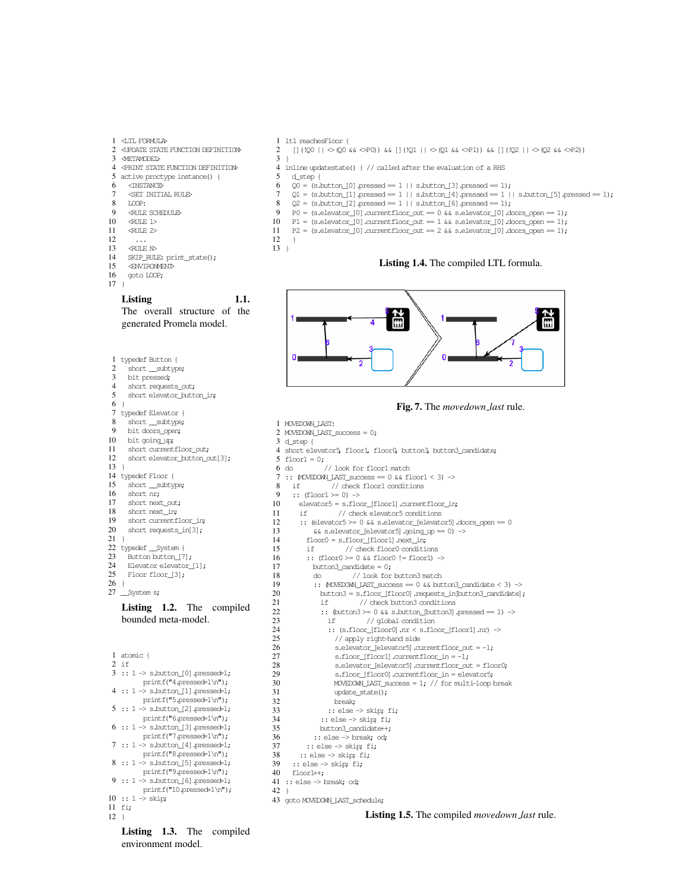```
1  <LTL FORMULA>
2  <UPDATE STATE FUNCTION DEFINITION>
3  <METAMODEL>
4  <PRINT STATE FUNCTION DEFINITION>
5  active proctype instance() {
6    <INSTANCE>
7    <SET INITIAL RULE>
8    LOOP:
9    <RULE SCHEDULE>
10   <RULE 1>
11   <RULE 2>
12     ...
13   <RULE N>
14   SKIP_RULE: print_state();
15   <ENVIRONMENT>
16   goto LOOP;
17 }
```

**Listing 1.1.** The overall structure of the generated Promela model.

```
1  typedef Button {
2    short __subtype;
3    bit pressed;
4    short requests_out;
5    short elevator_button_in;
6  }
7  typedef Elevator {
8    short __subtype;
9    bit doors_open;
10   bit going_up;
11   short currentfloor_out;
12   short elevator_button_out[3];
13 }
14 typedef Floor {
15   short __subtype;
16   short nr;
17   short next_out;
18   short next_in;
19   short currentfloor_in;
20   short requests_in[3];
21 }
22 typedef __System {
23   Button button_[7];
24   Elevator elevator_[1];
25   Floor floor_[3];
26 }
27 __System s;
```

**Listing 1.2.** The compiled bounded meta-model.

```
1  atomic {
2  if
3  :: 1 -> s.button_[0].pressed=1;
         printf("4.pressed=1\n");
4  :: 1 -> s.button_[1].pressed=1;
         printf("5.pressed=1\n");
5  :: 1 -> s.button_[2].pressed=1;
         printf("6.pressed=1\n");
6  :: 1 -> s.button_[3].pressed=1;
         printf("7.pressed=1\n");
7  :: 1 -> s.button_[4].pressed=1;
         printf("8.pressed=1\n");
8  :: 1 -> s.button_[5].pressed=1;
         printf("9.pressed=1\n");
9  :: 1 -> s.button_[6].pressed=1;
         printf("10.pressed=1\n");
10 :: 1 -> skip;
11 fi;
12 }
```

**Listing 1.3.** The compiled environment model.

```
1  ltl reachesFloor {
2    [](!Q0 || <>(Q0 && <>P0)) && [](!Q1 || <>(Q1 && <>P1)) && [](!Q2 || <>(Q2 && <>P2))
3  }
4  inline updatestate() { // called after the evaluation of a RHS
5    d_step {
6    Q0 = (s.button_[0].pressed == 1 || s.button_[3].pressed == 1);
7    Q1 = (s.button_[1].pressed == 1 || s.button_[4].pressed == 1 || s.button_[5].pressed == 1);
8    Q2 = (s.button_[2].pressed == 1 || s.button_[6].pressed == 1);
9    P0 = (s.elevator_[0].currentfloor_out == 0 && s.elevator_[0].doors_open == 1);
10   P1 = (s.elevator_[0].currentfloor_out == 1 && s.elevator_[0].doors_open == 1);
11   P2 = (s.elevator_[0].currentfloor_out == 2 && s.elevator_[0].doors_open == 1);
12   }
13 }
```

**Listing 1.4.** The compiled LTL formula.

**Fig. 7.** The *movedown_last* rule.

```
1  MOVEDOWN_LAST:
2  MOVEDOWN_LAST_success = 0;
3  d_step {
4  short elevator5, floor1, floor0, button3, button3_candidate;
5  floor1 = 0;
6  do          // look for floor1 match
7  :: (MOVEDOWN_LAST_success == 0 && floor1 < 3) ->
8    if          // check floor1 conditions
9    :: (floor1 >= 0) ->
10     elevator5 = s.floor_[floor1].currentfloor_in;
11     if          // check elevator5 conditions
12     :: (elevator5 >= 0 && s.elevator_[elevator5].doors_open == 0
13       && s.elevator_[elevator5].going_up == 0) ->
14       floor0 = s.floor_[floor1].next_in;
15       if          // check floor0 conditions
16       :: (floor0 >= 0 && floor0 != floor1) ->
17         button3_candidate = 0;
18         do          // look for button3 match
19         :: (MOVEDOWN_LAST_success == 0 && button3_candidate < 3) ->
20           button3 = s.floor_[floor0].requests_in[button3_candidate];
21           if          // check button3 conditions
22           :: (button3 >= 0 && s.button_[button3].pressed == 1) ->
23             if          // global condition
24             :: (s.floor_[floor0].nr < s.floor_[floor1].nr) ->
25               // apply right-hand side
26               s.elevator_[elevator5].currentfloor_out = -1;
27               s.floor_[floor1].currentfloor_in = -1;
28               s.elevator_[elevator5].currentfloor_out = floor0;
29               s.floor_[floor0].currentfloor_in = elevator5;
30               MOVEDOWN_LAST_success = 1; // for multi-loop break
31               update_state();
32               break;
33             :: else -> skip; fi;
34           :: else -> skip; fi;
35           button3_candidate++;
36         :: else -> break; od;
37       :: else -> skip; fi;
38     :: else -> skip; fi;
39   :: else -> skip; fi;
40   floor1++;
41 :: else -> break; od;
42 }
43 goto MOVEDOWN_LAST_schedule;
```

**Listing 1.5.** The compiled *movedown_last* rule.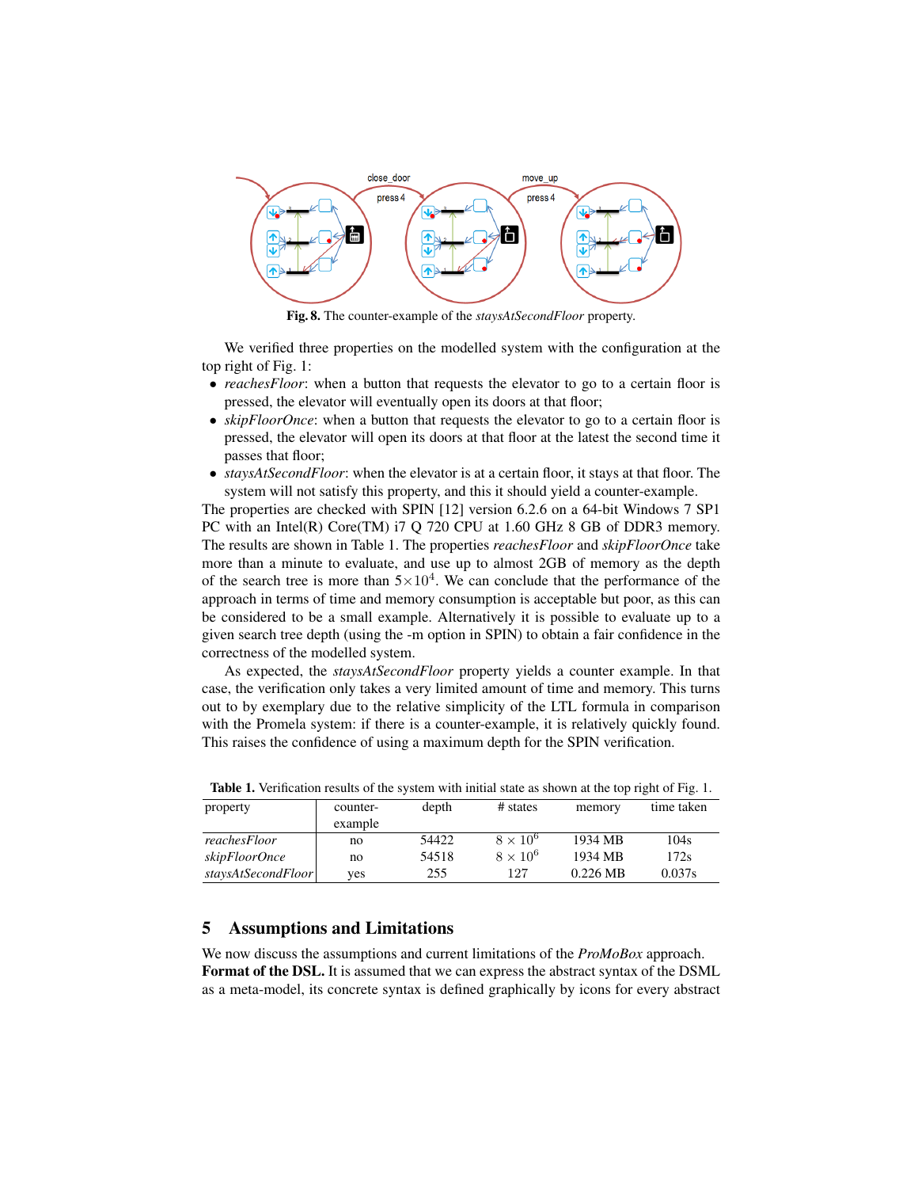Fig. 8. The counter-example of the *staysAtSecondFloor* property.

We verified three properties on the modelled system with the configuration at the top right of Fig. 1:

- *reachesFloor*: when a button that requests the elevator to go to a certain floor is pressed, the elevator will eventually open its doors at that floor;
- *skipFloorOnce*: when a button that requests the elevator to go to a certain floor is pressed, the elevator will open its doors at that floor at the latest the second time it passes that floor;
- *staysAtSecondFloor*: when the elevator is at a certain floor, it stays at that floor. The system will not satisfy this property, and this it should yield a counter-example.

The properties are checked with SPIN [12] version 6.2.6 on a 64-bit Windows 7 SP1 PC with an Intel(R) Core(TM) i7 Q 720 CPU at 1.60 GHz 8 GB of DDR3 memory. The results are shown in Table 1. The properties *reachesFloor* and *skipFloorOnce* take more than a minute to evaluate, and use up to almost 2GB of memory as the depth of the search tree is more than $5\times10^4$. We can conclude that the performance of the approach in terms of time and memory consumption is acceptable but poor, as this can be considered to be a small example. Alternatively it is possible to evaluate up to a given search tree depth (using the -m option in SPIN) to obtain a fair confidence in the correctness of the modelled system.

As expected, the *staysAtSecondFloor* property yields a counter example. In that case, the verification only takes a very limited amount of time and memory. This turns out to by exemplary due to the relative simplicity of the LTL formula in comparison with the Promela system: if there is a counter-example, it is relatively quickly found. This raises the confidence of using a maximum depth for the SPIN verification.

Table 1. Verification results of the system with initial state as shown at the top right of Fig. 1.

| property | counter-example | depth | # states | memory | time taken |
|---|---|---|---|---|---|
| *reachesFloor* | no | 54422 | $8 \times 10^6$ | 1934 MB | 104s |
| *skipFloorOnce* | no | 54518 | $8 \times 10^6$ | 1934 MB | 172s |
| *staysAtSecondFloor* | yes | 255 | 127 | 0.226 MB | 0.037s |

## 5 Assumptions and Limitations

We now discuss the assumptions and current limitations of the *ProMoBox* approach.

**Format of the DSL.** It is assumed that we can express the abstract syntax of the DSML as a meta-model, its concrete syntax is defined graphically by icons for every abstract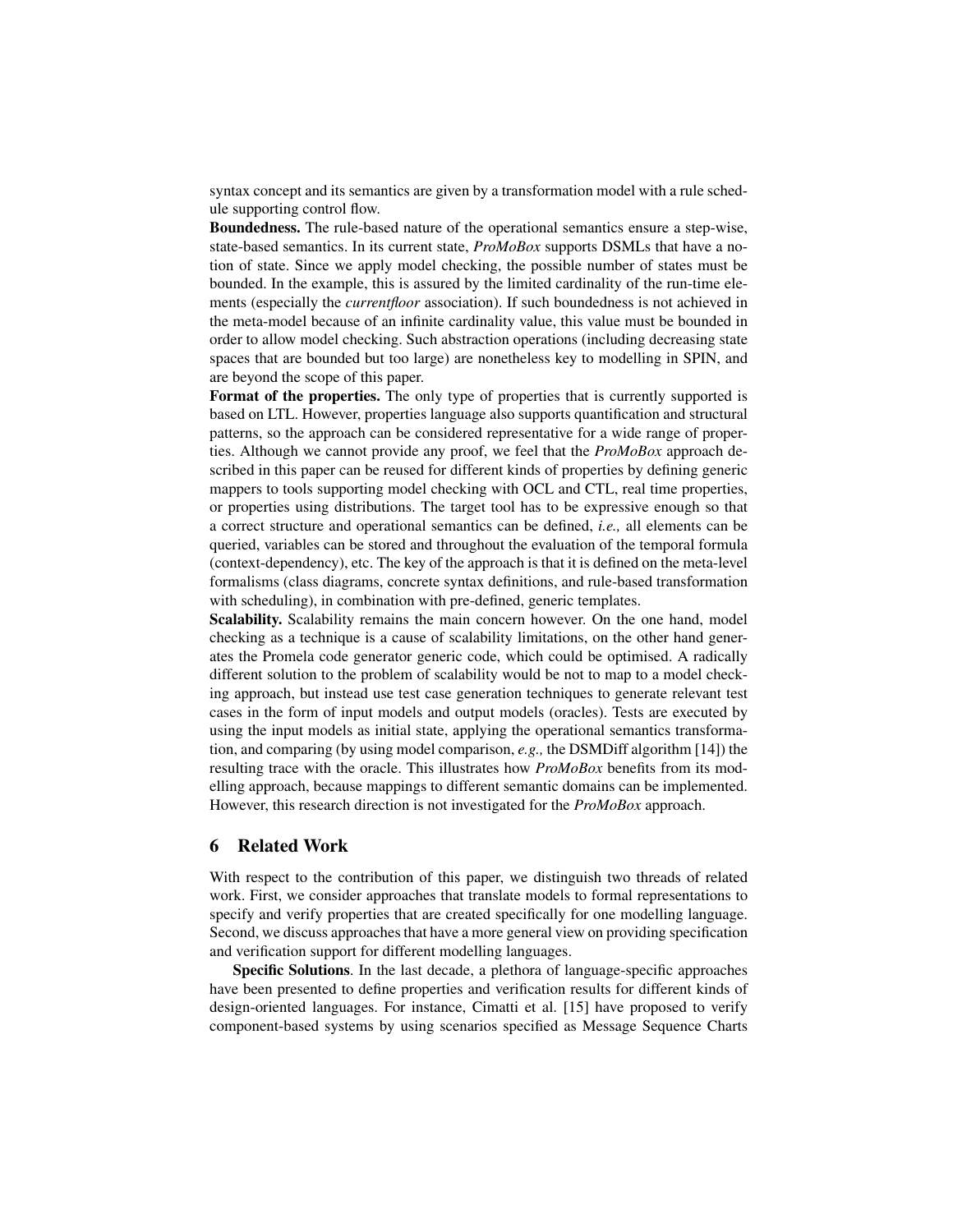syntax concept and its semantics are given by a transformation model with a rule schedule supporting control flow.

**Boundedness.** The rule-based nature of the operational semantics ensure a step-wise, state-based semantics. In its current state, *ProMoBox* supports DSMLs that have a notion of state. Since we apply model checking, the possible number of states must be bounded. In the example, this is assured by the limited cardinality of the run-time elements (especially the *currentfloor* association). If such boundedness is not achieved in the meta-model because of an infinite cardinality value, this value must be bounded in order to allow model checking. Such abstraction operations (including decreasing state spaces that are bounded but too large) are nonetheless key to modelling in SPIN, and are beyond the scope of this paper.

**Format of the properties.** The only type of properties that is currently supported is based on LTL. However, properties language also supports quantification and structural patterns, so the approach can be considered representative for a wide range of properties. Although we cannot provide any proof, we feel that the *ProMoBox* approach described in this paper can be reused for different kinds of properties by defining generic mappers to tools supporting model checking with OCL and CTL, real time properties, or properties using distributions. The target tool has to be expressive enough so that a correct structure and operational semantics can be defined, *i.e.,* all elements can be queried, variables can be stored and throughout the evaluation of the temporal formula (context-dependency), etc. The key of the approach is that it is defined on the meta-level formalisms (class diagrams, concrete syntax definitions, and rule-based transformation with scheduling), in combination with pre-defined, generic templates.

**Scalability.** Scalability remains the main concern however. On the one hand, model checking as a technique is a cause of scalability limitations, on the other hand generates the Promela code generator generic code, which could be optimised. A radically different solution to the problem of scalability would be not to map to a model checking approach, but instead use test case generation techniques to generate relevant test cases in the form of input models and output models (oracles). Tests are executed by using the input models as initial state, applying the operational semantics transformation, and comparing (by using model comparison, *e.g.,* the DSMDiff algorithm [14]) the resulting trace with the oracle. This illustrates how *ProMoBox* benefits from its modelling approach, because mappings to different semantic domains can be implemented. However, this research direction is not investigated for the *ProMoBox* approach.

## 6 Related Work

With respect to the contribution of this paper, we distinguish two threads of related work. First, we consider approaches that translate models to formal representations to specify and verify properties that are created specifically for one modelling language. Second, we discuss approaches that have a more general view on providing specification and verification support for different modelling languages.

**Specific Solutions**. In the last decade, a plethora of language-specific approaches have been presented to define properties and verification results for different kinds of design-oriented languages. For instance, Cimatti et al. [15] have proposed to verify component-based systems by using scenarios specified as Message Sequence Charts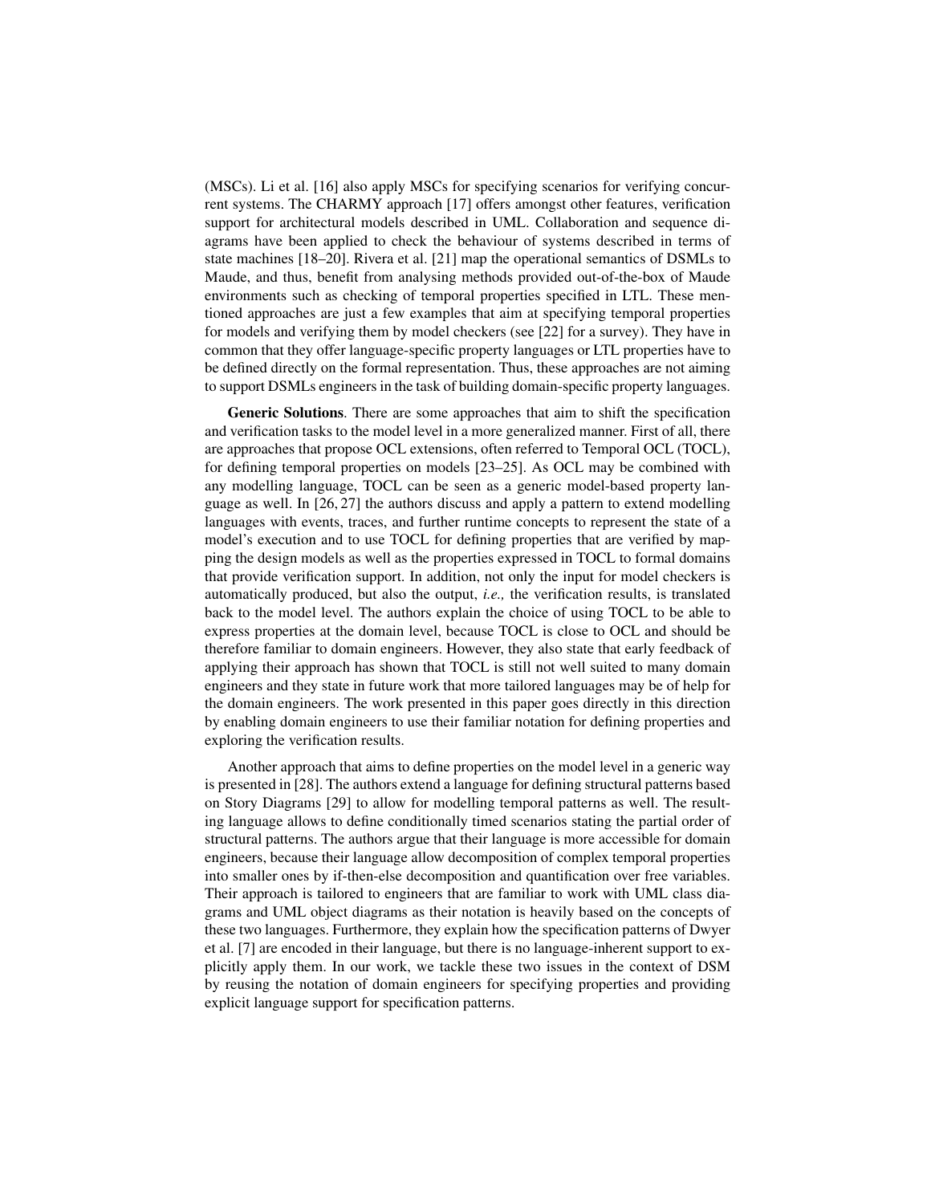(MSCs). Li et al. [16] also apply MSCs for specifying scenarios for verifying concurrent systems. The CHARMY approach [17] offers amongst other features, verification support for architectural models described in UML. Collaboration and sequence diagrams have been applied to check the behaviour of systems described in terms of state machines [18–20]. Rivera et al. [21] map the operational semantics of DSMLs to Maude, and thus, benefit from analysing methods provided out-of-the-box of Maude environments such as checking of temporal properties specified in LTL. These mentioned approaches are just a few examples that aim at specifying temporal properties for models and verifying them by model checkers (see [22] for a survey). They have in common that they offer language-specific property languages or LTL properties have to be defined directly on the formal representation. Thus, these approaches are not aiming to support DSMLs engineers in the task of building domain-specific property languages.

**Generic Solutions**. There are some approaches that aim to shift the specification and verification tasks to the model level in a more generalized manner. First of all, there are approaches that propose OCL extensions, often referred to Temporal OCL (TOCL), for defining temporal properties on models [23–25]. As OCL may be combined with any modelling language, TOCL can be seen as a generic model-based property language as well. In [26, 27] the authors discuss and apply a pattern to extend modelling languages with events, traces, and further runtime concepts to represent the state of a model's execution and to use TOCL for defining properties that are verified by mapping the design models as well as the properties expressed in TOCL to formal domains that provide verification support. In addition, not only the input for model checkers is automatically produced, but also the output, *i.e.,* the verification results, is translated back to the model level. The authors explain the choice of using TOCL to be able to express properties at the domain level, because TOCL is close to OCL and should be therefore familiar to domain engineers. However, they also state that early feedback of applying their approach has shown that TOCL is still not well suited to many domain engineers and they state in future work that more tailored languages may be of help for the domain engineers. The work presented in this paper goes directly in this direction by enabling domain engineers to use their familiar notation for defining properties and exploring the verification results.

Another approach that aims to define properties on the model level in a generic way is presented in [28]. The authors extend a language for defining structural patterns based on Story Diagrams [29] to allow for modelling temporal patterns as well. The resulting language allows to define conditionally timed scenarios stating the partial order of structural patterns. The authors argue that their language is more accessible for domain engineers, because their language allow decomposition of complex temporal properties into smaller ones by if-then-else decomposition and quantification over free variables. Their approach is tailored to engineers that are familiar to work with UML class diagrams and UML object diagrams as their notation is heavily based on the concepts of these two languages. Furthermore, they explain how the specification patterns of Dwyer et al. [7] are encoded in their language, but there is no language-inherent support to explicitly apply them. In our work, we tackle these two issues in the context of DSM by reusing the notation of domain engineers for specifying properties and providing explicit language support for specification patterns.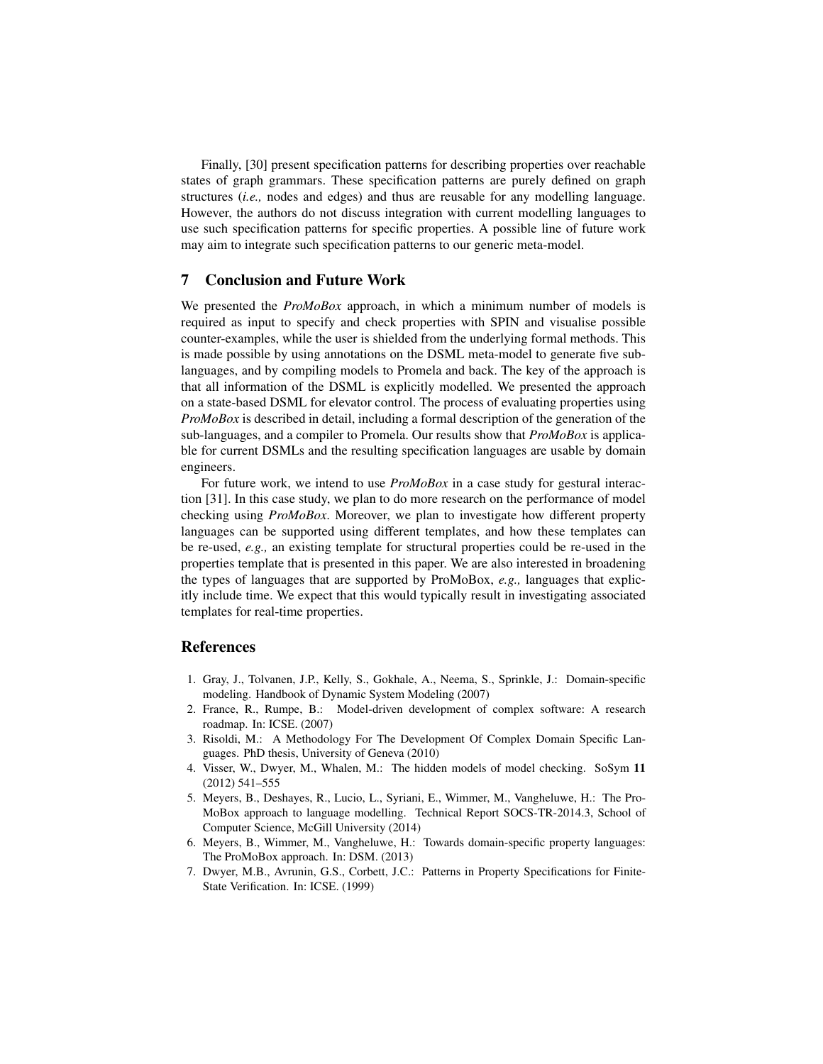Finally, [30] present specification patterns for describing properties over reachable states of graph grammars. These specification patterns are purely defined on graph structures (*i.e.,* nodes and edges) and thus are reusable for any modelling language. However, the authors do not discuss integration with current modelling languages to use such specification patterns for specific properties. A possible line of future work may aim to integrate such specification patterns to our generic meta-model.

## 7 Conclusion and Future Work

We presented the *ProMoBox* approach, in which a minimum number of models is required as input to specify and check properties with SPIN and visualise possible counter-examples, while the user is shielded from the underlying formal methods. This is made possible by using annotations on the DSML meta-model to generate five sub-languages, and by compiling models to Promela and back. The key of the approach is that all information of the DSML is explicitly modelled. We presented the approach on a state-based DSML for elevator control. The process of evaluating properties using *ProMoBox* is described in detail, including a formal description of the generation of the sub-languages, and a compiler to Promela. Our results show that *ProMoBox* is applicable for current DSMLs and the resulting specification languages are usable by domain engineers.

For future work, we intend to use *ProMoBox* in a case study for gestural interaction [31]. In this case study, we plan to do more research on the performance of model checking using *ProMoBox*. Moreover, we plan to investigate how different property languages can be supported using different templates, and how these templates can be re-used, *e.g.,* an existing template for structural properties could be re-used in the properties template that is presented in this paper. We are also interested in broadening the types of languages that are supported by ProMoBox, *e.g.,* languages that explicitly include time. We expect that this would typically result in investigating associated templates for real-time properties.

## References

1. Gray, J., Tolvanen, J.P., Kelly, S., Gokhale, A., Neema, S., Sprinkle, J.: Domain-specific modeling. Handbook of Dynamic System Modeling (2007)
2. France, R., Rumpe, B.: Model-driven development of complex software: A research roadmap. In: ICSE. (2007)
3. Risoldi, M.: A Methodology For The Development Of Complex Domain Specific Languages. PhD thesis, University of Geneva (2010)
4. Visser, W., Dwyer, M., Whalen, M.: The hidden models of model checking. SoSym **11** (2012) 541–555
5. Meyers, B., Deshayes, R., Lucio, L., Syriani, E., Wimmer, M., Vangheluwe, H.: The ProMoBox approach to language modelling. Technical Report SOCS-TR-2014.3, School of Computer Science, McGill University (2014)
6. Meyers, B., Wimmer, M., Vangheluwe, H.: Towards domain-specific property languages: The ProMoBox approach. In: DSM. (2013)
7. Dwyer, M.B., Avrunin, G.S., Corbett, J.C.: Patterns in Property Specifications for Finite-State Verification. In: ICSE. (1999)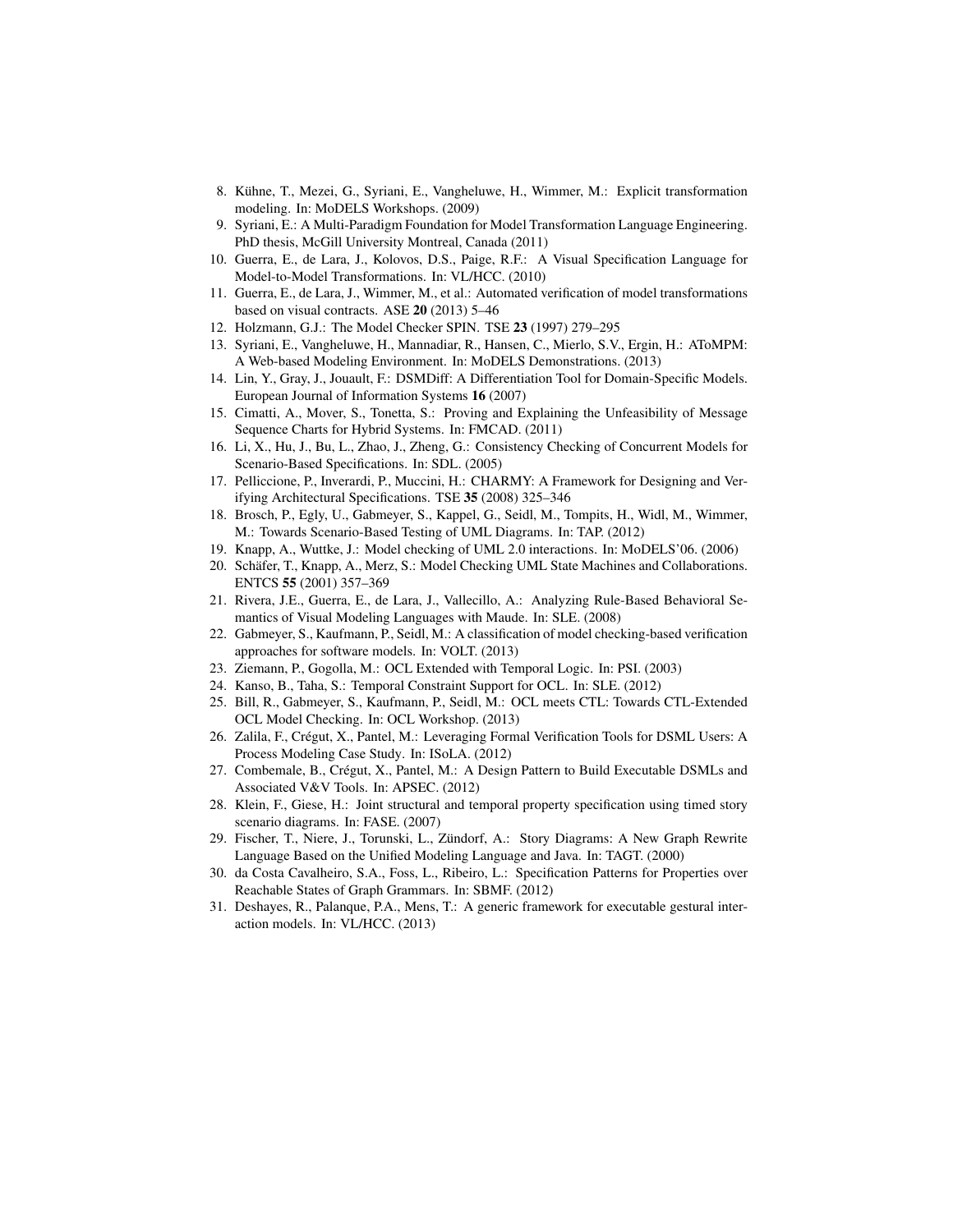8. Kühne, T., Mezei, G., Syriani, E., Vangheluwe, H., Wimmer, M.: Explicit transformation modeling. In: MoDELS Workshops. (2009)
9. Syriani, E.: A Multi-Paradigm Foundation for Model Transformation Language Engineering. PhD thesis, McGill University Montreal, Canada (2011)
10. Guerra, E., de Lara, J., Kolovos, D.S., Paige, R.F.: A Visual Specification Language for Model-to-Model Transformations. In: VL/HCC. (2010)
11. Guerra, E., de Lara, J., Wimmer, M., et al.: Automated verification of model transformations based on visual contracts. ASE **20** (2013) 5–46
12. Holzmann, G.J.: The Model Checker SPIN. TSE **23** (1997) 279–295
13. Syriani, E., Vangheluwe, H., Mannadiar, R., Hansen, C., Mierlo, S.V., Ergin, H.: AToMPM: A Web-based Modeling Environment. In: MoDELS Demonstrations. (2013)
14. Lin, Y., Gray, J., Jouault, F.: DSMDiff: A Differentiation Tool for Domain-Specific Models. European Journal of Information Systems **16** (2007)
15. Cimatti, A., Mover, S., Tonetta, S.: Proving and Explaining the Unfeasibility of Message Sequence Charts for Hybrid Systems. In: FMCAD. (2011)
16. Li, X., Hu, J., Bu, L., Zhao, J., Zheng, G.: Consistency Checking of Concurrent Models for Scenario-Based Specifications. In: SDL. (2005)
17. Pelliccione, P., Inverardi, P., Muccini, H.: CHARMY: A Framework for Designing and Verifying Architectural Specifications. TSE **35** (2008) 325–346
18. Brosch, P., Egly, U., Gabmeyer, S., Kappel, G., Seidl, M., Tompits, H., Widl, M., Wimmer, M.: Towards Scenario-Based Testing of UML Diagrams. In: TAP. (2012)
19. Knapp, A., Wuttke, J.: Model checking of UML 2.0 interactions. In: MoDELS'06. (2006)
20. Schäfer, T., Knapp, A., Merz, S.: Model Checking UML State Machines and Collaborations. ENTCS **55** (2001) 357–369
21. Rivera, J.E., Guerra, E., de Lara, J., Vallecillo, A.: Analyzing Rule-Based Behavioral Semantics of Visual Modeling Languages with Maude. In: SLE. (2008)
22. Gabmeyer, S., Kaufmann, P., Seidl, M.: A classification of model checking-based verification approaches for software models. In: VOLT. (2013)
23. Ziemann, P., Gogolla, M.: OCL Extended with Temporal Logic. In: PSI. (2003)
24. Kanso, B., Taha, S.: Temporal Constraint Support for OCL. In: SLE. (2012)
25. Bill, R., Gabmeyer, S., Kaufmann, P., Seidl, M.: OCL meets CTL: Towards CTL-Extended OCL Model Checking. In: OCL Workshop. (2013)
26. Zalila, F., Crégut, X., Pantel, M.: Leveraging Formal Verification Tools for DSML Users: A Process Modeling Case Study. In: ISoLA. (2012)
27. Combemale, B., Crégut, X., Pantel, M.: A Design Pattern to Build Executable DSMLs and Associated V&V Tools. In: APSEC. (2012)
28. Klein, F., Giese, H.: Joint structural and temporal property specification using timed story scenario diagrams. In: FASE. (2007)
29. Fischer, T., Niere, J., Torunski, L., Zündorf, A.: Story Diagrams: A New Graph Rewrite Language Based on the Unified Modeling Language and Java. In: TAGT. (2000)
30. da Costa Cavalheiro, S.A., Foss, L., Ribeiro, L.: Specification Patterns for Properties over Reachable States of Graph Grammars. In: SBMF. (2012)
31. Deshayes, R., Palanque, P.A., Mens, T.: A generic framework for executable gestural interaction models. In: VL/HCC. (2013)